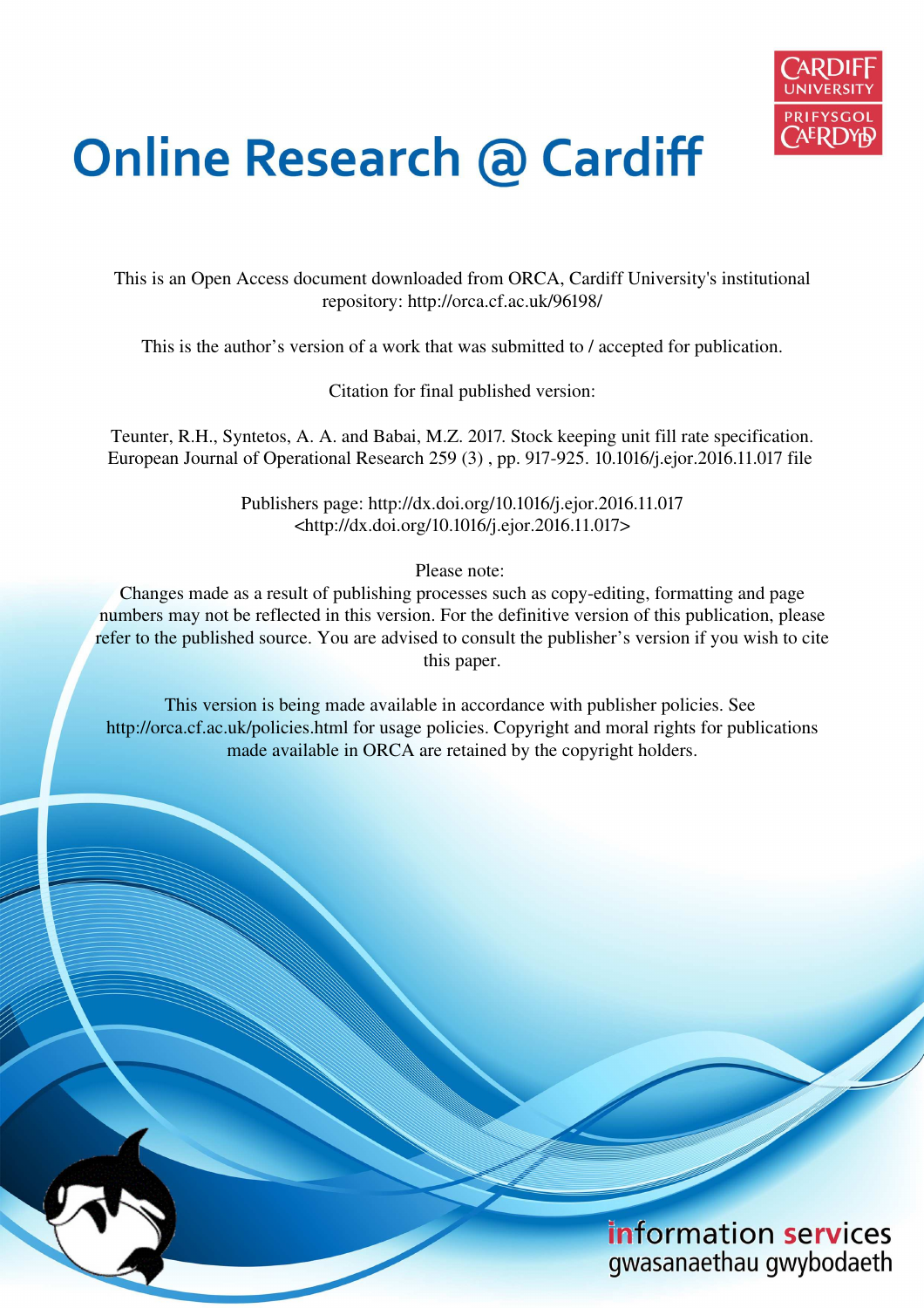# Online Research @ Cardiff

This is an Open Access document downloaded from ORCA, Cardiff University's institutional repository: http://orca.cf.ac.uk/96198/

This is the author's version of a work that was submitted to / accepted for publication.

Citation for final published version:

Teunter, R.H., Syntetos, A. A. and Babai, M.Z. 2017. Stock keeping unit fill rate specification. European Journal of Operational Research 259 (3) , pp. 917-925. 10.1016/j.ejor.2016.11.017 file

Publishers page: http://dx.doi.org/10.1016/j.ejor.2016.11.017 <http://dx.doi.org/10.1016/j.ejor.2016.11.017>

Please note:
Changes made as a result of publishing processes such as copy-editing, formatting and page numbers may not be reflected in this version. For the definitive version of this publication, please refer to the published source. You are advised to consult the publisher's version if you wish to cite this paper.

This version is being made available in accordance with publisher policies. See http://orca.cf.ac.uk/policies.html for usage policies. Copyright and moral rights for publications made available in ORCA are retained by the copyright holders.

information services
gwasanaethau gwybodaeth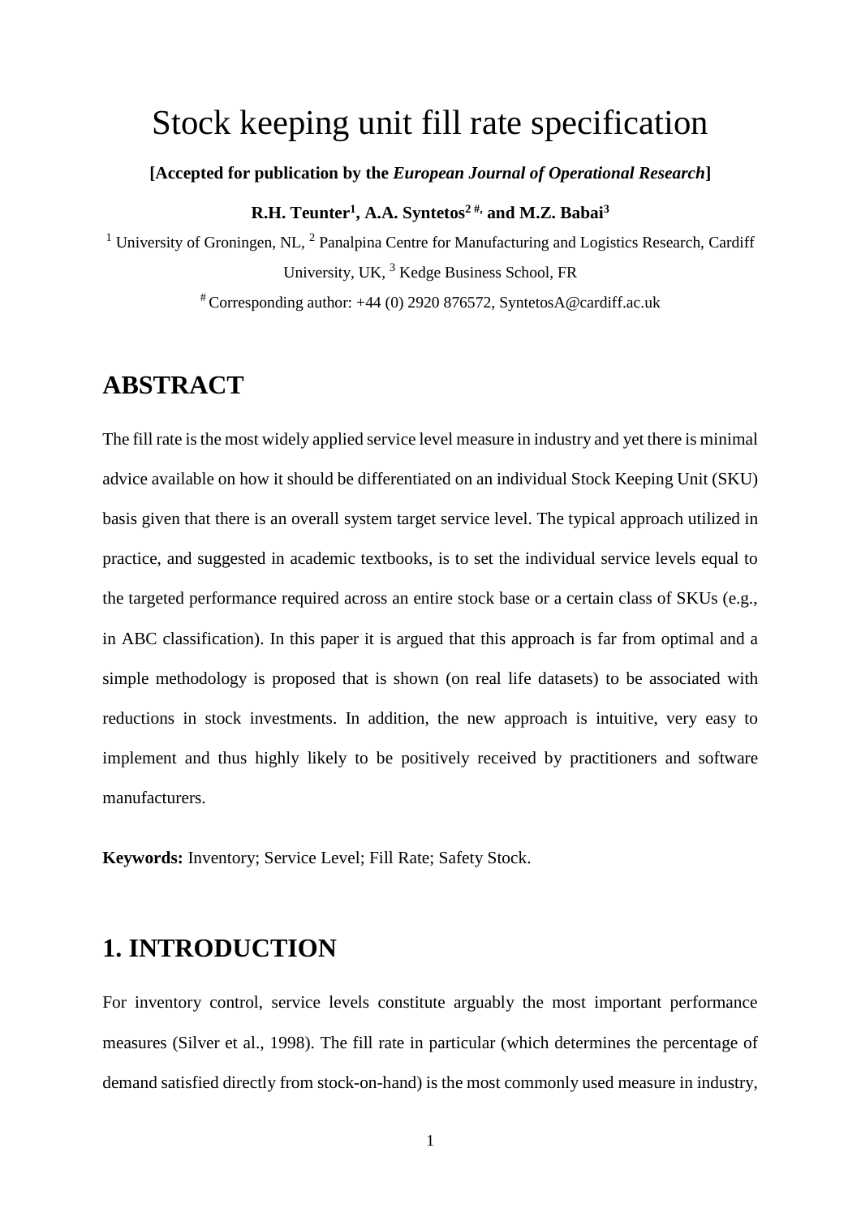# Stock keeping unit fill rate specification

**[Accepted for publication by the *European Journal of Operational Research*]**

**R.H. Teunter[1], A.A. Syntetos[2 #,] and M.Z. Babai[3]**

[1] University of Groningen, NL, [2] Panalpina Centre for Manufacturing and Logistics Research, Cardiff University, UK, [3] Kedge Business School, FR

[#] Corresponding author: +44 (0) 2920 876572, SyntetosA@cardiff.ac.uk

## ABSTRACT

The fill rate is the most widely applied service level measure in industry and yet there is minimal advice available on how it should be differentiated on an individual Stock Keeping Unit (SKU) basis given that there is an overall system target service level. The typical approach utilized in practice, and suggested in academic textbooks, is to set the individual service levels equal to the targeted performance required across an entire stock base or a certain class of SKUs (e.g., in ABC classification). In this paper it is argued that this approach is far from optimal and a simple methodology is proposed that is shown (on real life datasets) to be associated with reductions in stock investments. In addition, the new approach is intuitive, very easy to implement and thus highly likely to be positively received by practitioners and software manufacturers.

**Keywords:** Inventory; Service Level; Fill Rate; Safety Stock.

## 1. INTRODUCTION

For inventory control, service levels constitute arguably the most important performance measures (Silver et al., 1998). The fill rate in particular (which determines the percentage of demand satisfied directly from stock-on-hand) is the most commonly used measure in industry,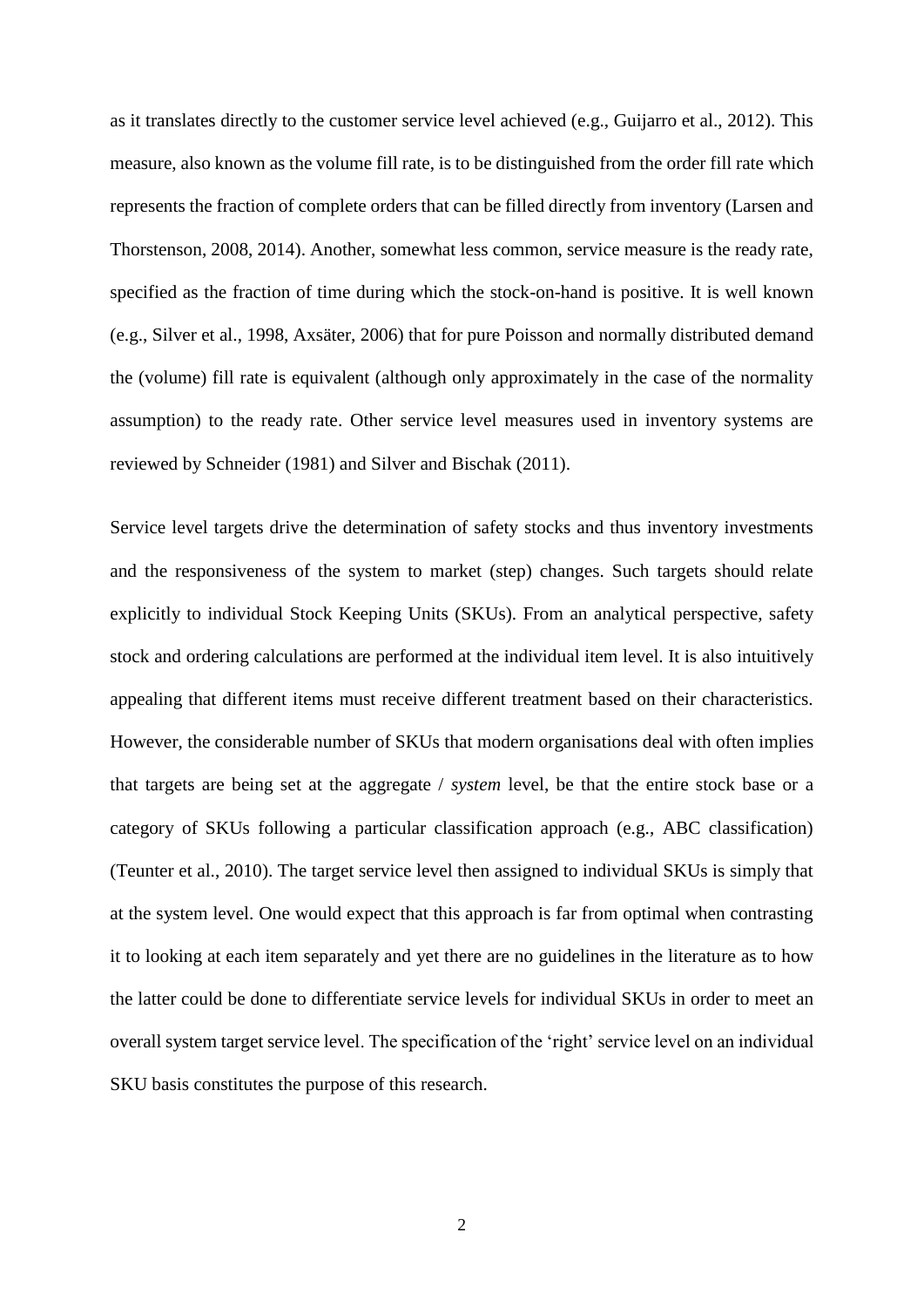as it translates directly to the customer service level achieved (e.g., Guijarro et al., 2012). This measure, also known as the volume fill rate, is to be distinguished from the order fill rate which represents the fraction of complete orders that can be filled directly from inventory (Larsen and Thorstenson, 2008, 2014). Another, somewhat less common, service measure is the ready rate, specified as the fraction of time during which the stock-on-hand is positive. It is well known (e.g., Silver et al., 1998, Axsäter, 2006) that for pure Poisson and normally distributed demand the (volume) fill rate is equivalent (although only approximately in the case of the normality assumption) to the ready rate. Other service level measures used in inventory systems are reviewed by Schneider (1981) and Silver and Bischak (2011).

Service level targets drive the determination of safety stocks and thus inventory investments and the responsiveness of the system to market (step) changes. Such targets should relate explicitly to individual Stock Keeping Units (SKUs). From an analytical perspective, safety stock and ordering calculations are performed at the individual item level. It is also intuitively appealing that different items must receive different treatment based on their characteristics. However, the considerable number of SKUs that modern organisations deal with often implies that targets are being set at the aggregate / *system* level, be that the entire stock base or a category of SKUs following a particular classification approach (e.g., ABC classification) (Teunter et al., 2010). The target service level then assigned to individual SKUs is simply that at the system level. One would expect that this approach is far from optimal when contrasting it to looking at each item separately and yet there are no guidelines in the literature as to how the latter could be done to differentiate service levels for individual SKUs in order to meet an overall system target service level. The specification of the 'right' service level on an individual SKU basis constitutes the purpose of this research.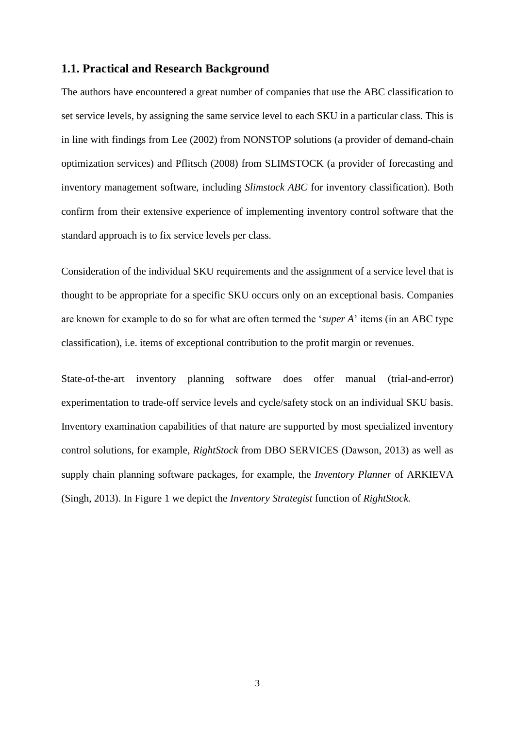## 1.1. Practical and Research Background

The authors have encountered a great number of companies that use the ABC classification to set service levels, by assigning the same service level to each SKU in a particular class. This is in line with findings from Lee (2002) from NONSTOP solutions (a provider of demand-chain optimization services) and Pflitsch (2008) from SLIMSTOCK (a provider of forecasting and inventory management software, including *Slimstock ABC* for inventory classification). Both confirm from their extensive experience of implementing inventory control software that the standard approach is to fix service levels per class.

Consideration of the individual SKU requirements and the assignment of a service level that is thought to be appropriate for a specific SKU occurs only on an exceptional basis. Companies are known for example to do so for what are often termed the '*super A*' items (in an ABC type classification), i.e. items of exceptional contribution to the profit margin or revenues.

State-of-the-art inventory planning software does offer manual (trial-and-error) experimentation to trade-off service levels and cycle/safety stock on an individual SKU basis. Inventory examination capabilities of that nature are supported by most specialized inventory control solutions, for example, *RightStock* from DBO SERVICES (Dawson, 2013) as well as supply chain planning software packages, for example, the *Inventory Planner* of ARKIEVA (Singh, 2013). In Figure 1 we depict the *Inventory Strategist* function of *RightStock.*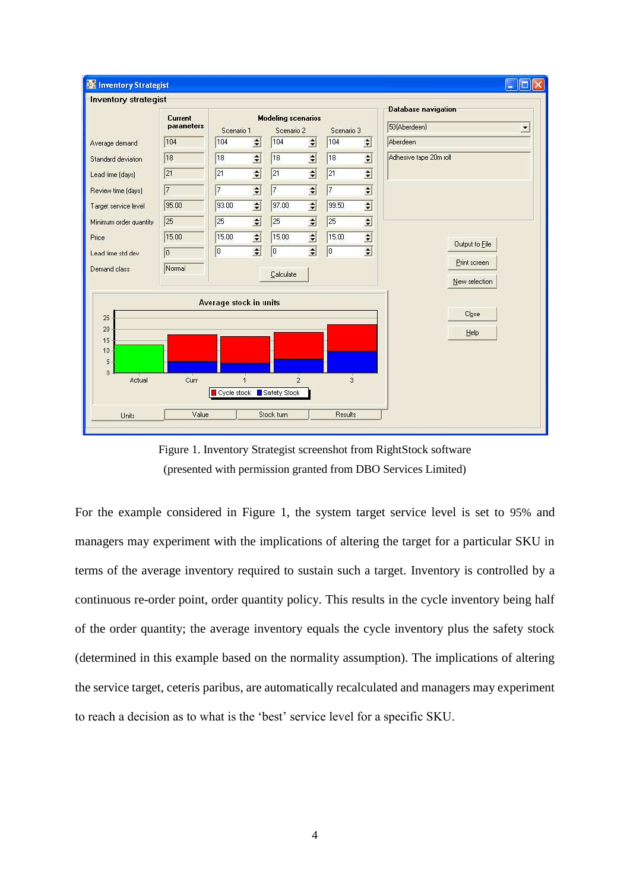Figure 1. Inventory Strategist screenshot from RightStock software (presented with permission granted from DBO Services Limited)

For the example considered in Figure 1, the system target service level is set to 95% and managers may experiment with the implications of altering the target for a particular SKU in terms of the average inventory required to sustain such a target. Inventory is controlled by a continuous re-order point, order quantity policy. This results in the cycle inventory being half of the order quantity; the average inventory equals the cycle inventory plus the safety stock (determined in this example based on the normality assumption). The implications of altering the service target, ceteris paribus, are automatically recalculated and managers may experiment to reach a decision as to what is the 'best' service level for a specific SKU.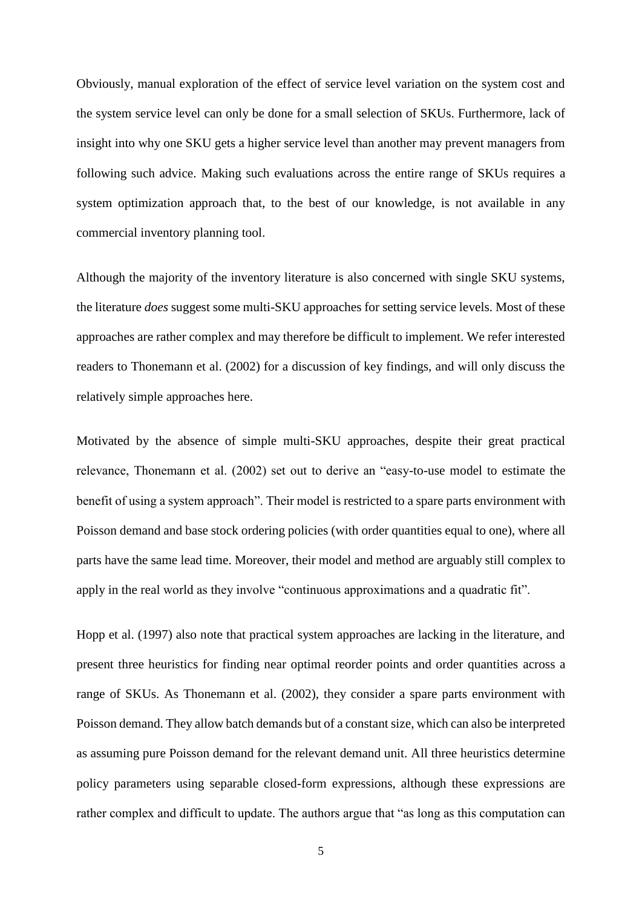Obviously, manual exploration of the effect of service level variation on the system cost and the system service level can only be done for a small selection of SKUs. Furthermore, lack of insight into why one SKU gets a higher service level than another may prevent managers from following such advice. Making such evaluations across the entire range of SKUs requires a system optimization approach that, to the best of our knowledge, is not available in any commercial inventory planning tool.

Although the majority of the inventory literature is also concerned with single SKU systems, the literature *does* suggest some multi-SKU approaches for setting service levels. Most of these approaches are rather complex and may therefore be difficult to implement. We refer interested readers to Thonemann et al. (2002) for a discussion of key findings, and will only discuss the relatively simple approaches here.

Motivated by the absence of simple multi-SKU approaches, despite their great practical relevance, Thonemann et al. (2002) set out to derive an "easy-to-use model to estimate the benefit of using a system approach". Their model is restricted to a spare parts environment with Poisson demand and base stock ordering policies (with order quantities equal to one), where all parts have the same lead time. Moreover, their model and method are arguably still complex to apply in the real world as they involve "continuous approximations and a quadratic fit".

Hopp et al. (1997) also note that practical system approaches are lacking in the literature, and present three heuristics for finding near optimal reorder points and order quantities across a range of SKUs. As Thonemann et al. (2002), they consider a spare parts environment with Poisson demand. They allow batch demands but of a constant size, which can also be interpreted as assuming pure Poisson demand for the relevant demand unit. All three heuristics determine policy parameters using separable closed-form expressions, although these expressions are rather complex and difficult to update. The authors argue that "as long as this computation can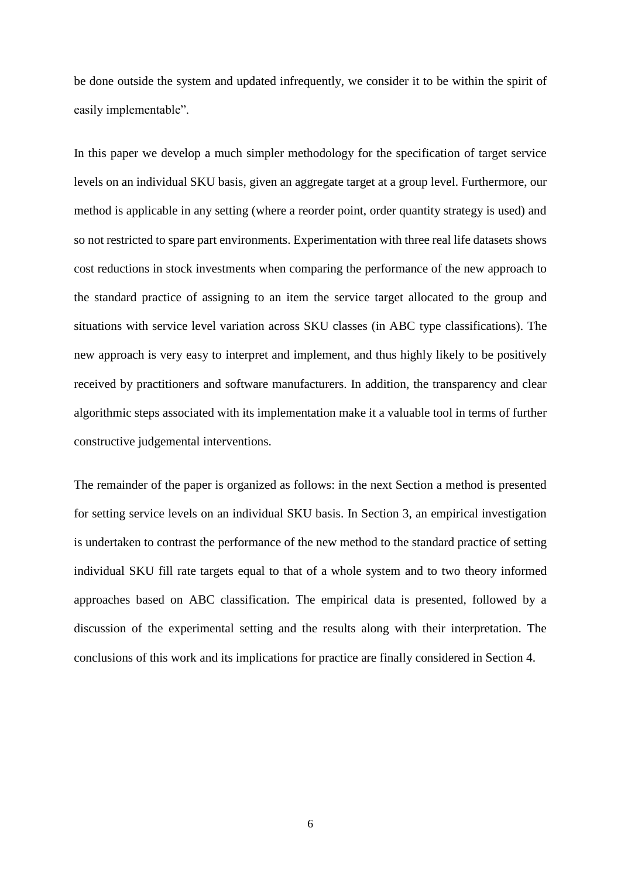be done outside the system and updated infrequently, we consider it to be within the spirit of easily implementable".

In this paper we develop a much simpler methodology for the specification of target service levels on an individual SKU basis, given an aggregate target at a group level. Furthermore, our method is applicable in any setting (where a reorder point, order quantity strategy is used) and so not restricted to spare part environments. Experimentation with three real life datasets shows cost reductions in stock investments when comparing the performance of the new approach to the standard practice of assigning to an item the service target allocated to the group and situations with service level variation across SKU classes (in ABC type classifications). The new approach is very easy to interpret and implement, and thus highly likely to be positively received by practitioners and software manufacturers. In addition, the transparency and clear algorithmic steps associated with its implementation make it a valuable tool in terms of further constructive judgemental interventions.

The remainder of the paper is organized as follows: in the next Section a method is presented for setting service levels on an individual SKU basis. In Section 3, an empirical investigation is undertaken to contrast the performance of the new method to the standard practice of setting individual SKU fill rate targets equal to that of a whole system and to two theory informed approaches based on ABC classification. The empirical data is presented, followed by a discussion of the experimental setting and the results along with their interpretation. The conclusions of this work and its implications for practice are finally considered in Section 4.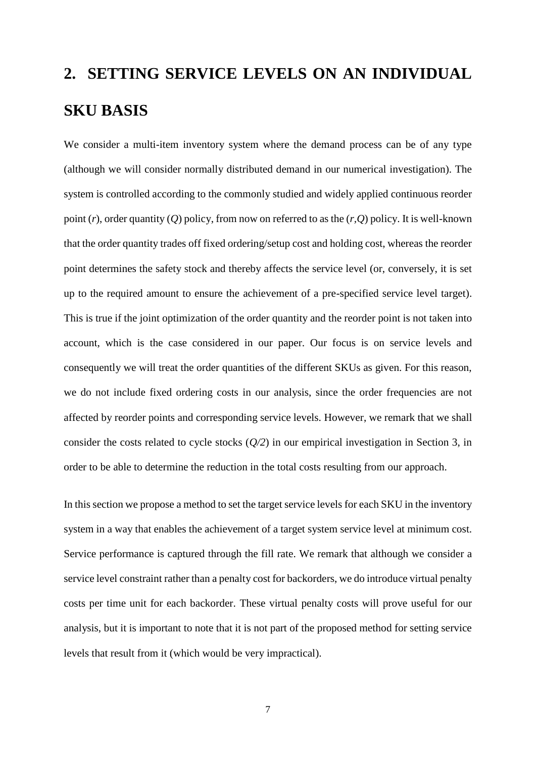# 2. SETTING SERVICE LEVELS ON AN INDIVIDUAL SKU BASIS

We consider a multi-item inventory system where the demand process can be of any type (although we will consider normally distributed demand in our numerical investigation). The system is controlled according to the commonly studied and widely applied continuous reorder point ($r$), order quantity ($Q$) policy, from now on referred to as the ($r$,$Q$) policy. It is well-known that the order quantity trades off fixed ordering/setup cost and holding cost, whereas the reorder point determines the safety stock and thereby affects the service level (or, conversely, it is set up to the required amount to ensure the achievement of a pre-specified service level target). This is true if the joint optimization of the order quantity and the reorder point is not taken into account, which is the case considered in our paper. Our focus is on service levels and consequently we will treat the order quantities of the different SKUs as given. For this reason, we do not include fixed ordering costs in our analysis, since the order frequencies are not affected by reorder points and corresponding service levels. However, we remark that we shall consider the costs related to cycle stocks ($Q/2$) in our empirical investigation in Section 3, in order to be able to determine the reduction in the total costs resulting from our approach.

In this section we propose a method to set the target service levels for each SKU in the inventory system in a way that enables the achievement of a target system service level at minimum cost. Service performance is captured through the fill rate. We remark that although we consider a service level constraint rather than a penalty cost for backorders, we do introduce virtual penalty costs per time unit for each backorder. These virtual penalty costs will prove useful for our analysis, but it is important to note that it is not part of the proposed method for setting service levels that result from it (which would be very impractical).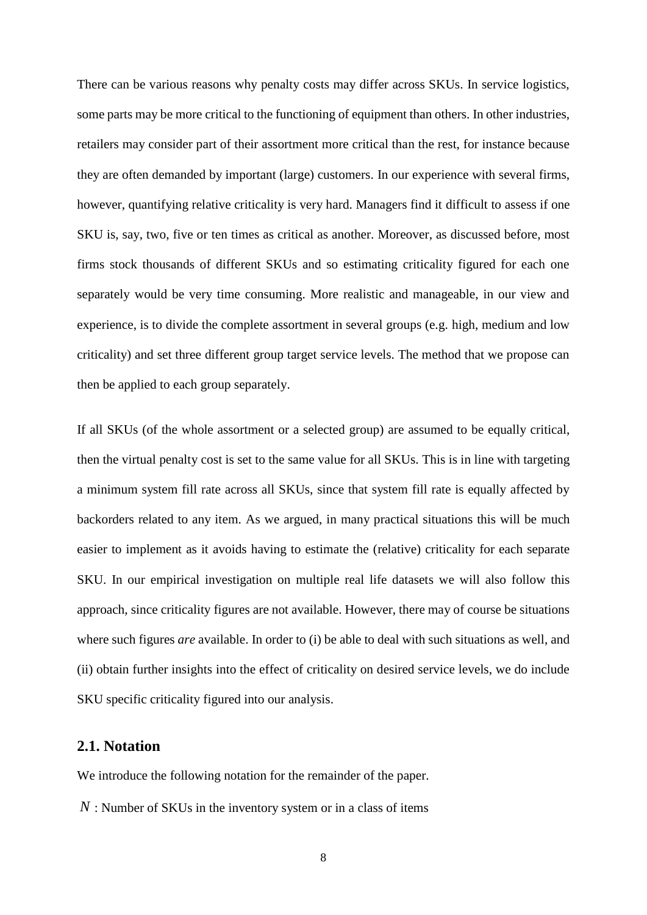There can be various reasons why penalty costs may differ across SKUs. In service logistics, some parts may be more critical to the functioning of equipment than others. In other industries, retailers may consider part of their assortment more critical than the rest, for instance because they are often demanded by important (large) customers. In our experience with several firms, however, quantifying relative criticality is very hard. Managers find it difficult to assess if one SKU is, say, two, five or ten times as critical as another. Moreover, as discussed before, most firms stock thousands of different SKUs and so estimating criticality figured for each one separately would be very time consuming. More realistic and manageable, in our view and experience, is to divide the complete assortment in several groups (e.g. high, medium and low criticality) and set three different group target service levels. The method that we propose can then be applied to each group separately.

If all SKUs (of the whole assortment or a selected group) are assumed to be equally critical, then the virtual penalty cost is set to the same value for all SKUs. This is in line with targeting a minimum system fill rate across all SKUs, since that system fill rate is equally affected by backorders related to any item. As we argued, in many practical situations this will be much easier to implement as it avoids having to estimate the (relative) criticality for each separate SKU. In our empirical investigation on multiple real life datasets we will also follow this approach, since criticality figures are not available. However, there may of course be situations where such figures *are* available. In order to (i) be able to deal with such situations as well, and (ii) obtain further insights into the effect of criticality on desired service levels, we do include SKU specific criticality figured into our analysis.

## 2.1. Notation

We introduce the following notation for the remainder of the paper.

$N$ : Number of SKUs in the inventory system or in a class of items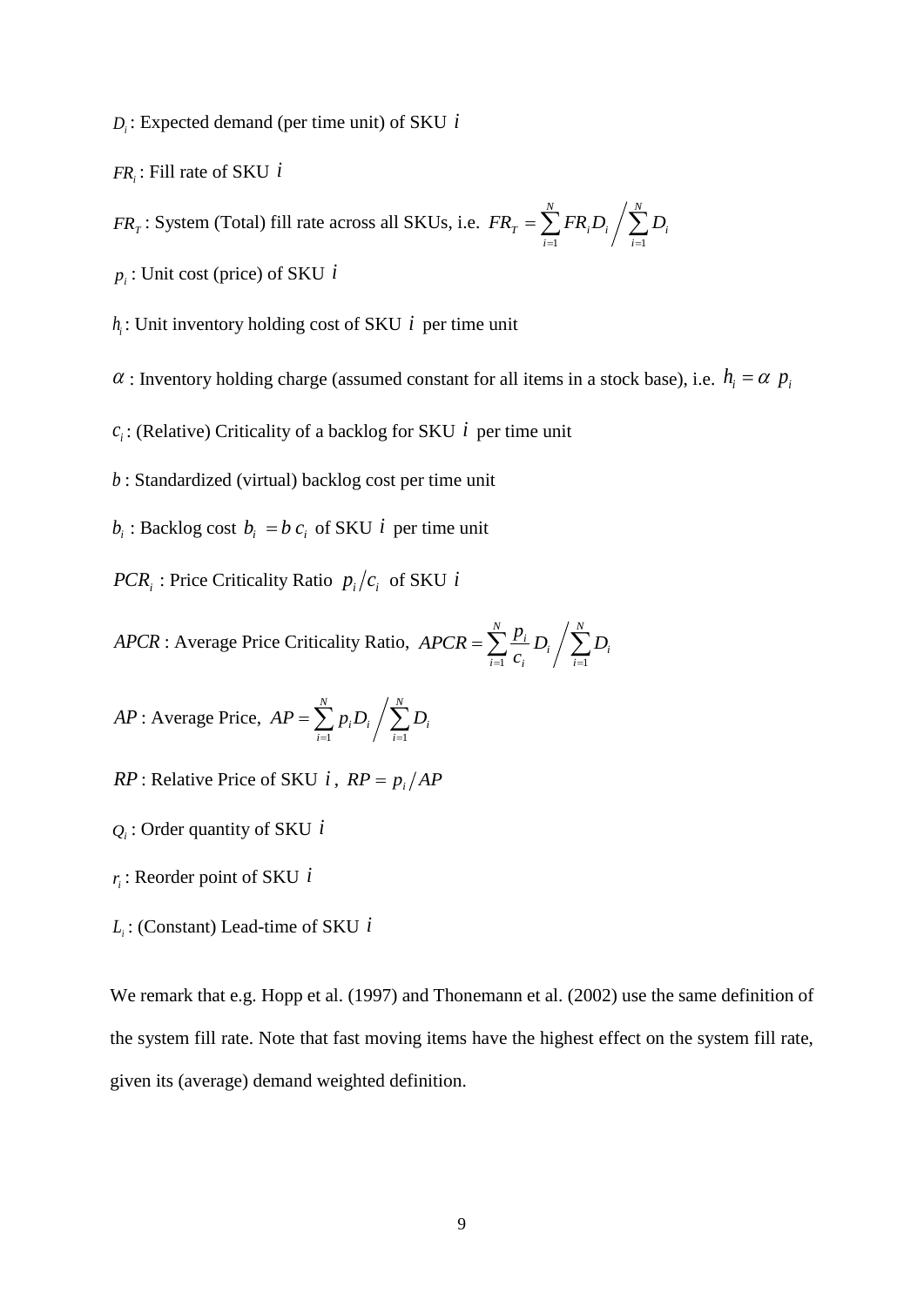$D_i$ : Expected demand (per time unit) of SKU $i$

$FR_i$ : Fill rate of SKU $i$

$FR_T$ : System (Total) fill rate across all SKUs, i.e. $FR_T = \sum_{i=1}^{N} FR_i D_i \Big/ \sum_{i=1}^{N} D_i$

$p_i$ : Unit cost (price) of SKU $i$

$h_i$ : Unit inventory holding cost of SKU $i$ per time unit

$\alpha$ : Inventory holding charge (assumed constant for all items in a stock base), i.e. $h_i = \alpha \ p_i$

$c_i$ : (Relative) Criticality of a backlog for SKU $i$ per time unit

$b$ : Standardized (virtual) backlog cost per time unit

$b_i$ : Backlog cost $b_i = b \, c_i$ of SKU $i$ per time unit

$PCR_i$ : Price Criticality Ratio $p_i / c_i$ of SKU $i$

$APCR$ : Average Price Criticality Ratio, $APCR = \sum_{i=1}^{N} \frac{p_i}{c_i} D_i \Big/ \sum_{i=1}^{N} D_i$

$AP$ : Average Price, $AP = \sum_{i=1}^{N} p_i D_i \Big/ \sum_{i=1}^{N} D_i$

$RP$ : Relative Price of SKU $i$, $RP = p_i / AP$

$Q_i$ : Order quantity of SKU $i$

$r_i$ : Reorder point of SKU $i$

$L_i$ : (Constant) Lead-time of SKU $i$

We remark that e.g. Hopp et al. (1997) and Thonemann et al. (2002) use the same definition of the system fill rate. Note that fast moving items have the highest effect on the system fill rate, given its (average) demand weighted definition.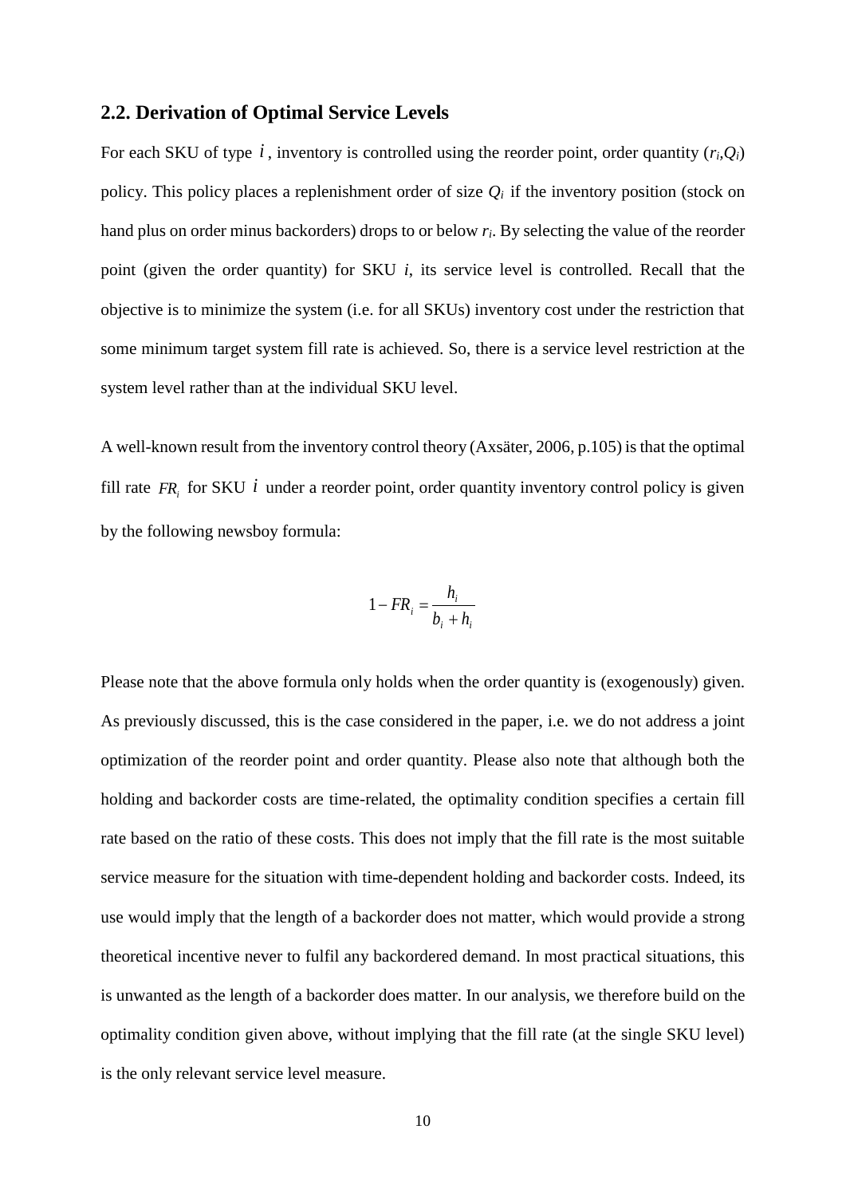## 2.2. Derivation of Optimal Service Levels

For each SKU of type $i$, inventory is controlled using the reorder point, order quantity ($r_i$,$Q_i$) policy. This policy places a replenishment order of size $Q_i$ if the inventory position (stock on hand plus on order minus backorders) drops to or below $r_i$. By selecting the value of the reorder point (given the order quantity) for SKU $i$, its service level is controlled. Recall that the objective is to minimize the system (i.e. for all SKUs) inventory cost under the restriction that some minimum target system fill rate is achieved. So, there is a service level restriction at the system level rather than at the individual SKU level.

A well-known result from the inventory control theory (Axsäter, 2006, p.105) is that the optimal fill rate $FR_i$ for SKU $i$ under a reorder point, order quantity inventory control policy is given by the following newsboy formula:

$$1 - FR_i = \frac{h_i}{b_i + h_i}$$

Please note that the above formula only holds when the order quantity is (exogenously) given. As previously discussed, this is the case considered in the paper, i.e. we do not address a joint optimization of the reorder point and order quantity. Please also note that although both the holding and backorder costs are time-related, the optimality condition specifies a certain fill rate based on the ratio of these costs. This does not imply that the fill rate is the most suitable service measure for the situation with time-dependent holding and backorder costs. Indeed, its use would imply that the length of a backorder does not matter, which would provide a strong theoretical incentive never to fulfil any backordered demand. In most practical situations, this is unwanted as the length of a backorder does matter. In our analysis, we therefore build on the optimality condition given above, without implying that the fill rate (at the single SKU level) is the only relevant service level measure.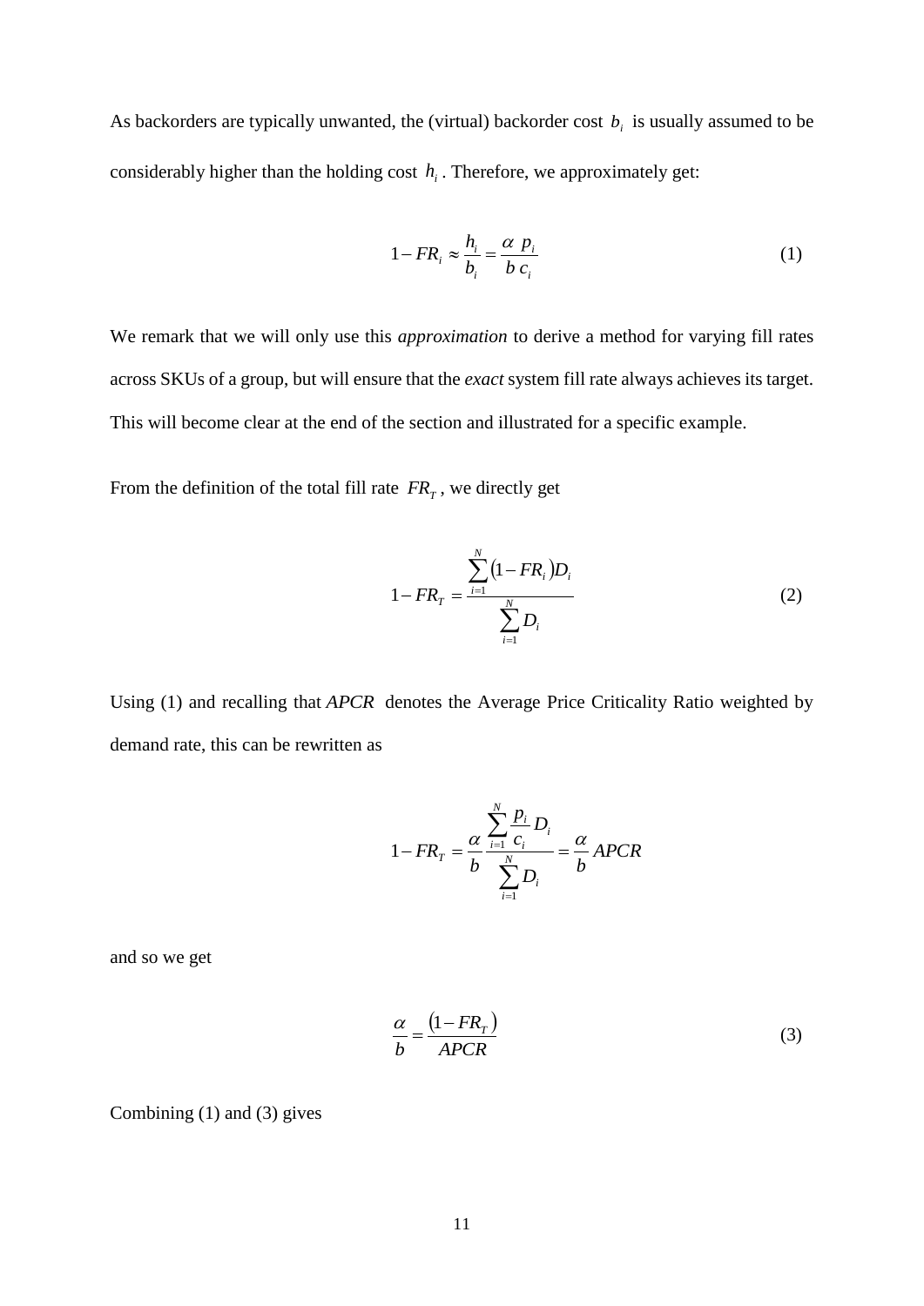As backorders are typically unwanted, the (virtual) backorder cost $b_i$ is usually assumed to be considerably higher than the holding cost $h_i$. Therefore, we approximately get:

$$1 - FR_i \approx \frac{h_i}{b_i} = \frac{\alpha \; p_i}{b \; c_i} \tag{1}$$

We remark that we will only use this *approximation* to derive a method for varying fill rates across SKUs of a group, but will ensure that the *exact* system fill rate always achieves its target. This will become clear at the end of the section and illustrated for a specific example.

From the definition of the total fill rate $FR_T$, we directly get

$$1 - FR_T = \frac{\sum_{i=1}^{N} (1 - FR_i) D_i}{\sum_{i=1}^{N} D_i} \tag{2}$$

Using (1) and recalling that $APCR$ denotes the Average Price Criticality Ratio weighted by demand rate, this can be rewritten as

$$1 - FR_T = \frac{\alpha}{b} \frac{\sum_{i=1}^{N} \frac{p_i}{c_i} D_i}{\sum_{i=1}^{N} D_i} = \frac{\alpha}{b} APCR$$

and so we get

$$\frac{\alpha}{b} = \frac{(1 - FR_T)}{APCR} \tag{3}$$

Combining (1) and (3) gives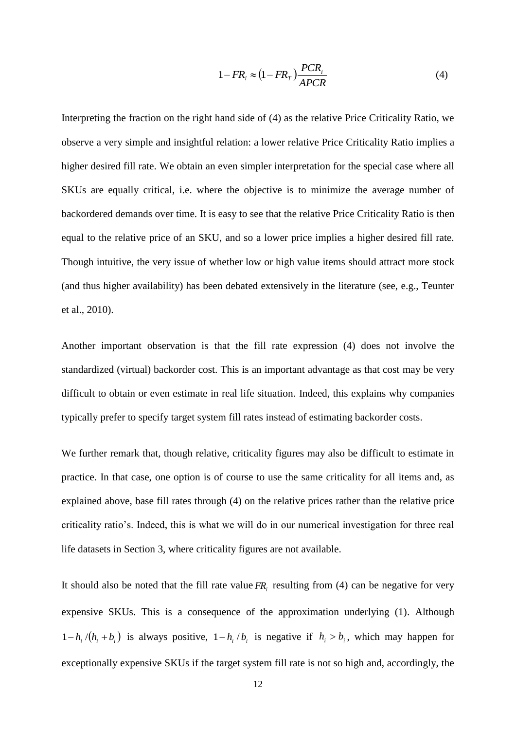$$1 - FR_i \approx (1 - FR_T)\frac{PCR_i}{APCR} \tag{4}$$

Interpreting the fraction on the right hand side of (4) as the relative Price Criticality Ratio, we observe a very simple and insightful relation: a lower relative Price Criticality Ratio implies a higher desired fill rate. We obtain an even simpler interpretation for the special case where all SKUs are equally critical, i.e. where the objective is to minimize the average number of backordered demands over time. It is easy to see that the relative Price Criticality Ratio is then equal to the relative price of an SKU, and so a lower price implies a higher desired fill rate. Though intuitive, the very issue of whether low or high value items should attract more stock (and thus higher availability) has been debated extensively in the literature (see, e.g., Teunter et al., 2010).

Another important observation is that the fill rate expression (4) does not involve the standardized (virtual) backorder cost. This is an important advantage as that cost may be very difficult to obtain or even estimate in real life situation. Indeed, this explains why companies typically prefer to specify target system fill rates instead of estimating backorder costs.

We further remark that, though relative, criticality figures may also be difficult to estimate in practice. In that case, one option is of course to use the same criticality for all items and, as explained above, base fill rates through (4) on the relative prices rather than the relative price criticality ratio's. Indeed, this is what we will do in our numerical investigation for three real life datasets in Section 3, where criticality figures are not available.

It should also be noted that the fill rate value $FR_i$ resulting from (4) can be negative for very expensive SKUs. This is a consequence of the approximation underlying (1). Although $1 - h_i/(h_i + b_i)$ is always positive, $1 - h_i/b_i$ is negative if $h_i > b_i$, which may happen for exceptionally expensive SKUs if the target system fill rate is not so high and, accordingly, the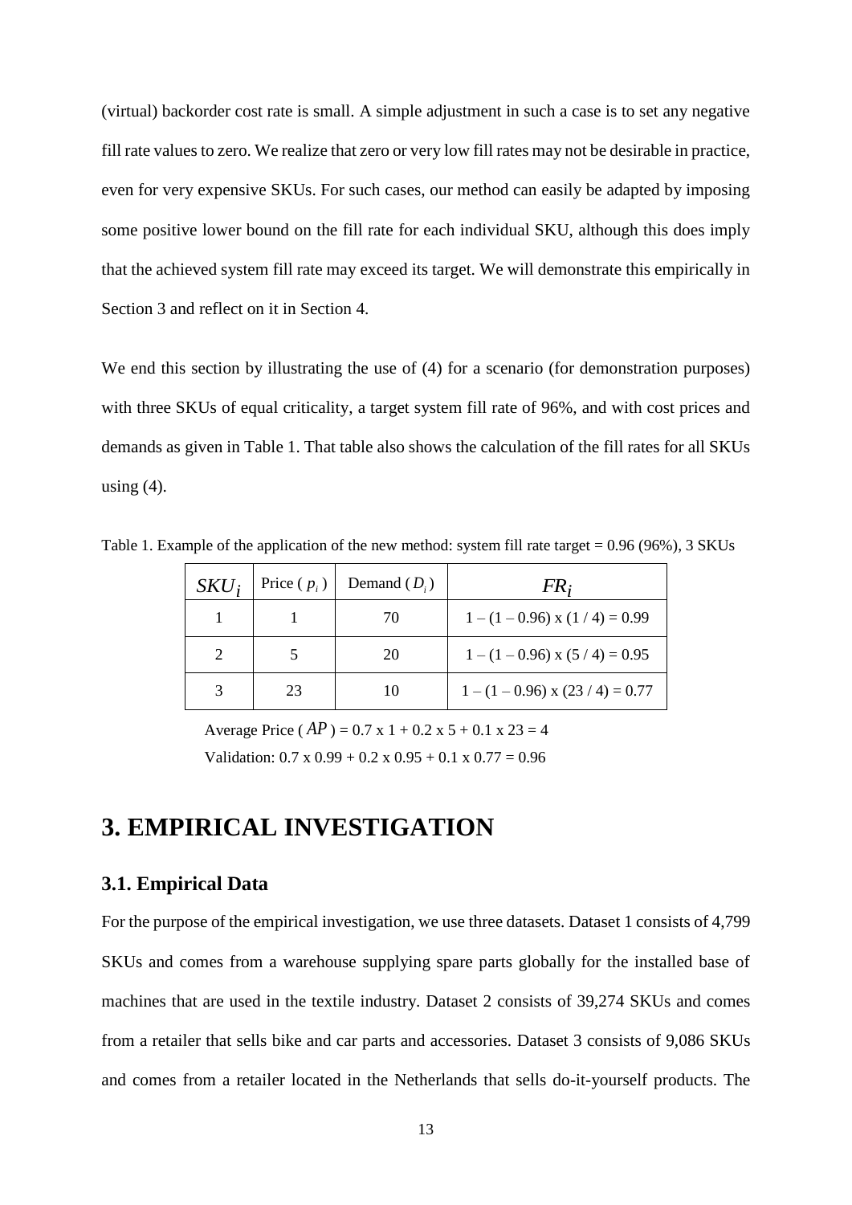(virtual) backorder cost rate is small. A simple adjustment in such a case is to set any negative fill rate values to zero. We realize that zero or very low fill rates may not be desirable in practice, even for very expensive SKUs. For such cases, our method can easily be adapted by imposing some positive lower bound on the fill rate for each individual SKU, although this does imply that the achieved system fill rate may exceed its target. We will demonstrate this empirically in Section 3 and reflect on it in Section 4.

We end this section by illustrating the use of (4) for a scenario (for demonstration purposes) with three SKUs of equal criticality, a target system fill rate of 96%, and with cost prices and demands as given in Table 1. That table also shows the calculation of the fill rates for all SKUs using (4).

Table 1. Example of the application of the new method: system fill rate target = 0.96 (96%), 3 SKUs

| $SKU_i$ | Price ( $p_i$ ) | Demand ( $D_i$ ) | $FR_i$ |
|---|---|---|---|
| 1 | 1 | 70 | 1 – (1 – 0.96) x (1 / 4) = 0.99 |
| 2 | 5 | 20 | 1 – (1 – 0.96) x (5 / 4) = 0.95 |
| 3 | 23 | 10 | 1 – (1 – 0.96) x (23 / 4) = 0.77 |

Average Price ( $AP$ ) = 0.7 x 1 + 0.2 x 5 + 0.1 x 23 = 4

Validation: 0.7 x 0.99 + 0.2 x 0.95 + 0.1 x 0.77 = 0.96

# 3. EMPIRICAL INVESTIGATION

## 3.1. Empirical Data

For the purpose of the empirical investigation, we use three datasets. Dataset 1 consists of 4,799 SKUs and comes from a warehouse supplying spare parts globally for the installed base of machines that are used in the textile industry. Dataset 2 consists of 39,274 SKUs and comes from a retailer that sells bike and car parts and accessories. Dataset 3 consists of 9,086 SKUs and comes from a retailer located in the Netherlands that sells do-it-yourself products. The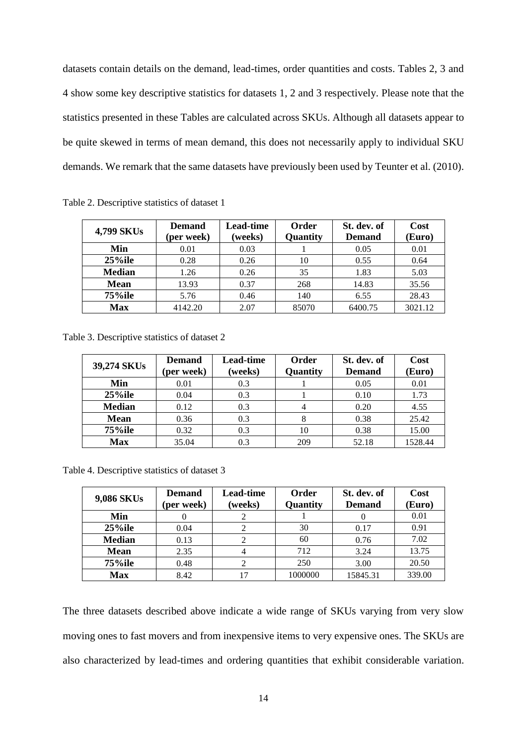datasets contain details on the demand, lead-times, order quantities and costs. Tables 2, 3 and 4 show some key descriptive statistics for datasets 1, 2 and 3 respectively. Please note that the statistics presented in these Tables are calculated across SKUs. Although all datasets appear to be quite skewed in terms of mean demand, this does not necessarily apply to individual SKU demands. We remark that the same datasets have previously been used by Teunter et al. (2010).

Table 2. Descriptive statistics of dataset 1

| 4,799 SKUs | Demand (per week) | Lead-time (weeks) | Order Quantity | St. dev. of Demand | Cost (Euro) |
|---|---|---|---|---|---|
| **Min** | 0.01 | 0.03 | 1 | 0.05 | 0.01 |
| **25%ile** | 0.28 | 0.26 | 10 | 0.55 | 0.64 |
| **Median** | 1.26 | 0.26 | 35 | 1.83 | 5.03 |
| **Mean** | 13.93 | 0.37 | 268 | 14.83 | 35.56 |
| **75%ile** | 5.76 | 0.46 | 140 | 6.55 | 28.43 |
| **Max** | 4142.20 | 2.07 | 85070 | 6400.75 | 3021.12 |

Table 3. Descriptive statistics of dataset 2

| 39,274 SKUs | Demand (per week) | Lead-time (weeks) | Order Quantity | St. dev. of Demand | Cost (Euro) |
|---|---|---|---|---|---|
| **Min** | 0.01 | 0.3 | 1 | 0.05 | 0.01 |
| **25%ile** | 0.04 | 0.3 | 1 | 0.10 | 1.73 |
| **Median** | 0.12 | 0.3 | 4 | 0.20 | 4.55 |
| **Mean** | 0.36 | 0.3 | 8 | 0.38 | 25.42 |
| **75%ile** | 0.32 | 0.3 | 10 | 0.38 | 15.00 |
| **Max** | 35.04 | 0.3 | 209 | 52.18 | 1528.44 |

Table 4. Descriptive statistics of dataset 3

| 9,086 SKUs | Demand (per week) | Lead-time (weeks) | Order Quantity | St. dev. of Demand | Cost (Euro) |
|---|---|---|---|---|---|
| **Min** | 0 | 2 | 1 | 0 | 0.01 |
| **25%ile** | 0.04 | 2 | 30 | 0.17 | 0.91 |
| **Median** | 0.13 | 2 | 60 | 0.76 | 7.02 |
| **Mean** | 2.35 | 4 | 712 | 3.24 | 13.75 |
| **75%ile** | 0.48 | 2 | 250 | 3.00 | 20.50 |
| **Max** | 8.42 | 17 | 1000000 | 15845.31 | 339.00 |

The three datasets described above indicate a wide range of SKUs varying from very slow moving ones to fast movers and from inexpensive items to very expensive ones. The SKUs are also characterized by lead-times and ordering quantities that exhibit considerable variation.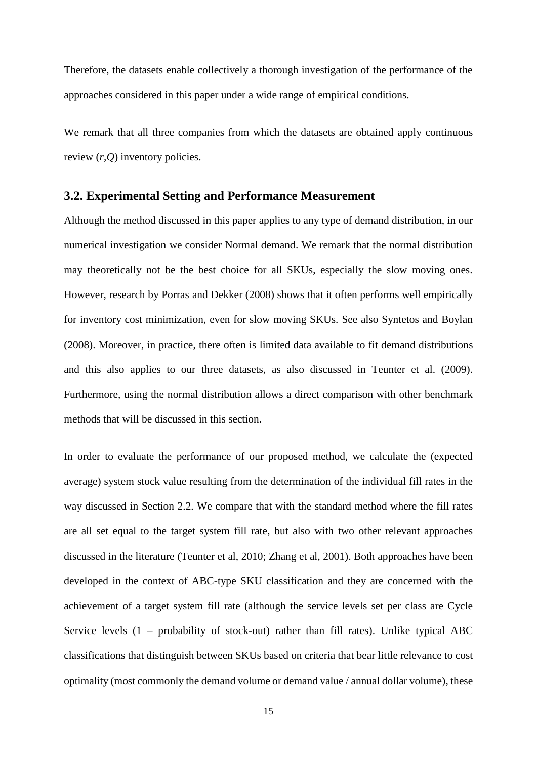Therefore, the datasets enable collectively a thorough investigation of the performance of the approaches considered in this paper under a wide range of empirical conditions.

We remark that all three companies from which the datasets are obtained apply continuous review ($r$,$Q$) inventory policies.

### 3.2. Experimental Setting and Performance Measurement

Although the method discussed in this paper applies to any type of demand distribution, in our numerical investigation we consider Normal demand. We remark that the normal distribution may theoretically not be the best choice for all SKUs, especially the slow moving ones. However, research by Porras and Dekker (2008) shows that it often performs well empirically for inventory cost minimization, even for slow moving SKUs. See also Syntetos and Boylan (2008). Moreover, in practice, there often is limited data available to fit demand distributions and this also applies to our three datasets, as also discussed in Teunter et al. (2009). Furthermore, using the normal distribution allows a direct comparison with other benchmark methods that will be discussed in this section.

In order to evaluate the performance of our proposed method, we calculate the (expected average) system stock value resulting from the determination of the individual fill rates in the way discussed in Section 2.2. We compare that with the standard method where the fill rates are all set equal to the target system fill rate, but also with two other relevant approaches discussed in the literature (Teunter et al, 2010; Zhang et al, 2001). Both approaches have been developed in the context of ABC-type SKU classification and they are concerned with the achievement of a target system fill rate (although the service levels set per class are Cycle Service levels (1 – probability of stock-out) rather than fill rates). Unlike typical ABC classifications that distinguish between SKUs based on criteria that bear little relevance to cost optimality (most commonly the demand volume or demand value / annual dollar volume), these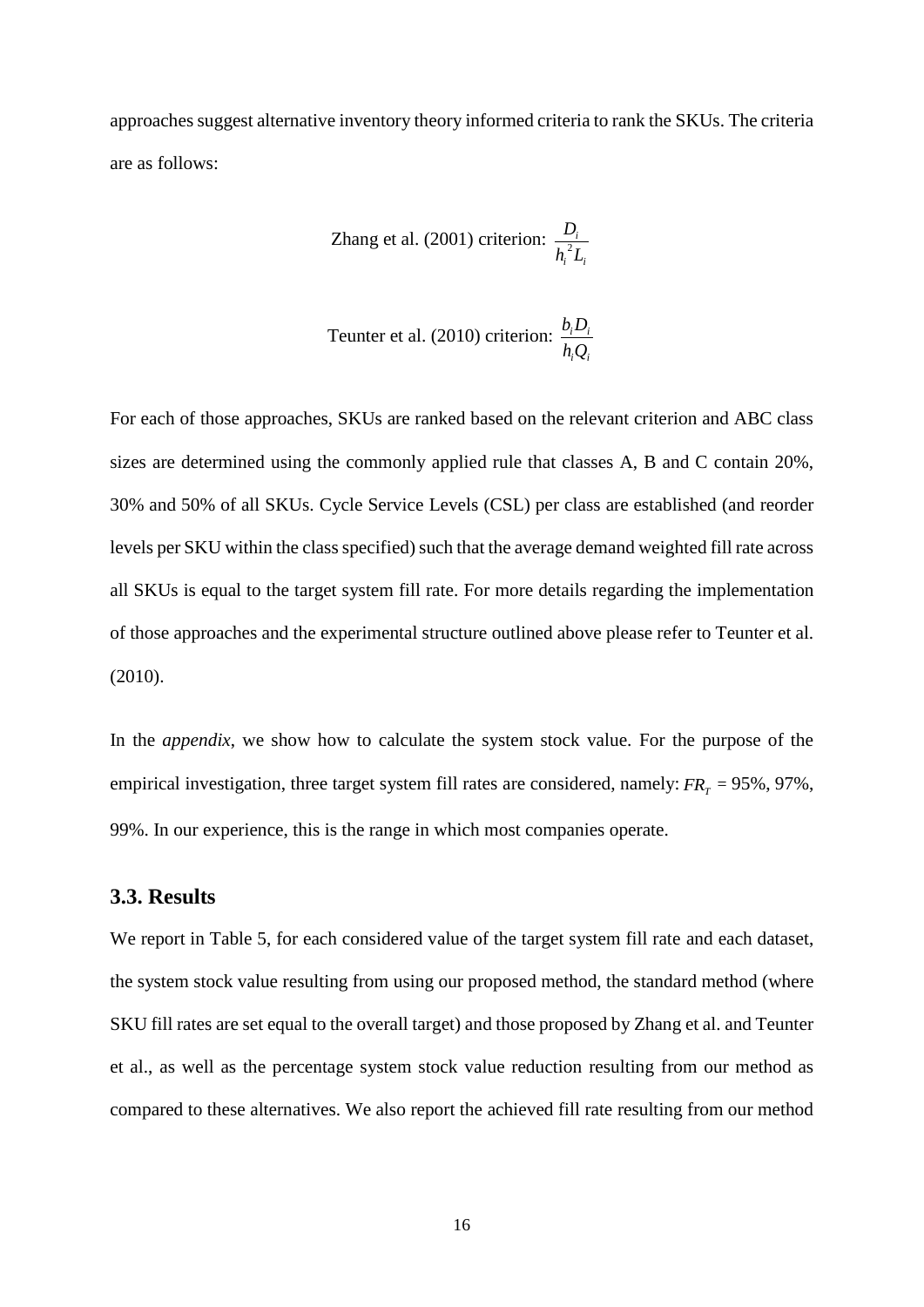approaches suggest alternative inventory theory informed criteria to rank the SKUs. The criteria are as follows:

$$\text{Zhang et al. (2001) criterion: } \frac{D_i}{h_i^2 L_i}$$

$$\text{Teunter et al. (2010) criterion: } \frac{b_i D_i}{h_i Q_i}$$

For each of those approaches, SKUs are ranked based on the relevant criterion and ABC class sizes are determined using the commonly applied rule that classes A, B and C contain 20%, 30% and 50% of all SKUs. Cycle Service Levels (CSL) per class are established (and reorder levels per SKU within the class specified) such that the average demand weighted fill rate across all SKUs is equal to the target system fill rate. For more details regarding the implementation of those approaches and the experimental structure outlined above please refer to Teunter et al. (2010).

In the *appendix*, we show how to calculate the system stock value. For the purpose of the empirical investigation, three target system fill rates are considered, namely: $FR_T$ = 95%, 97%, 99%. In our experience, this is the range in which most companies operate.

### 3.3. Results

We report in Table 5, for each considered value of the target system fill rate and each dataset, the system stock value resulting from using our proposed method, the standard method (where SKU fill rates are set equal to the overall target) and those proposed by Zhang et al. and Teunter et al., as well as the percentage system stock value reduction resulting from our method as compared to these alternatives. We also report the achieved fill rate resulting from our method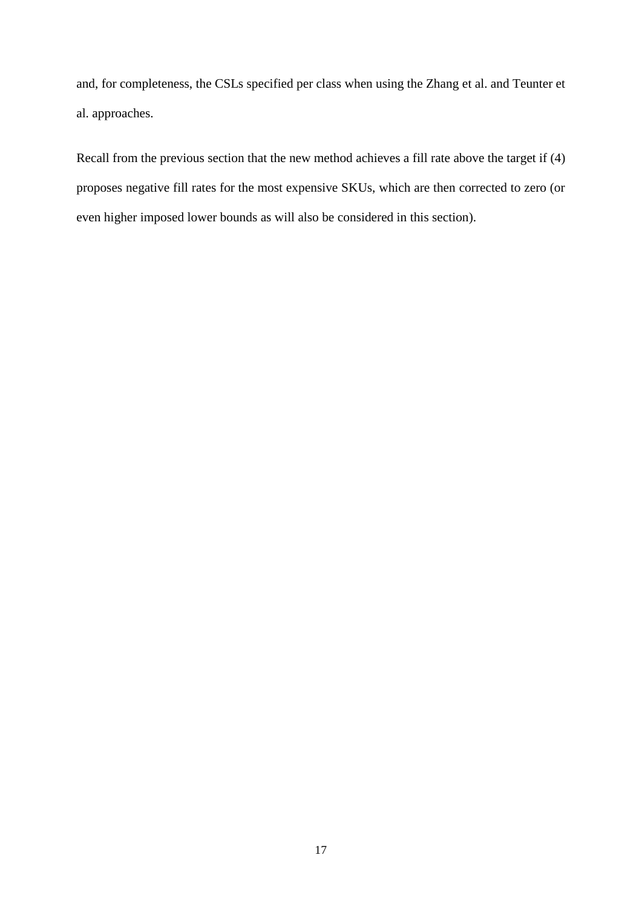and, for completeness, the CSLs specified per class when using the Zhang et al. and Teunter et al. approaches.

Recall from the previous section that the new method achieves a fill rate above the target if (4) proposes negative fill rates for the most expensive SKUs, which are then corrected to zero (or even higher imposed lower bounds as will also be considered in this section).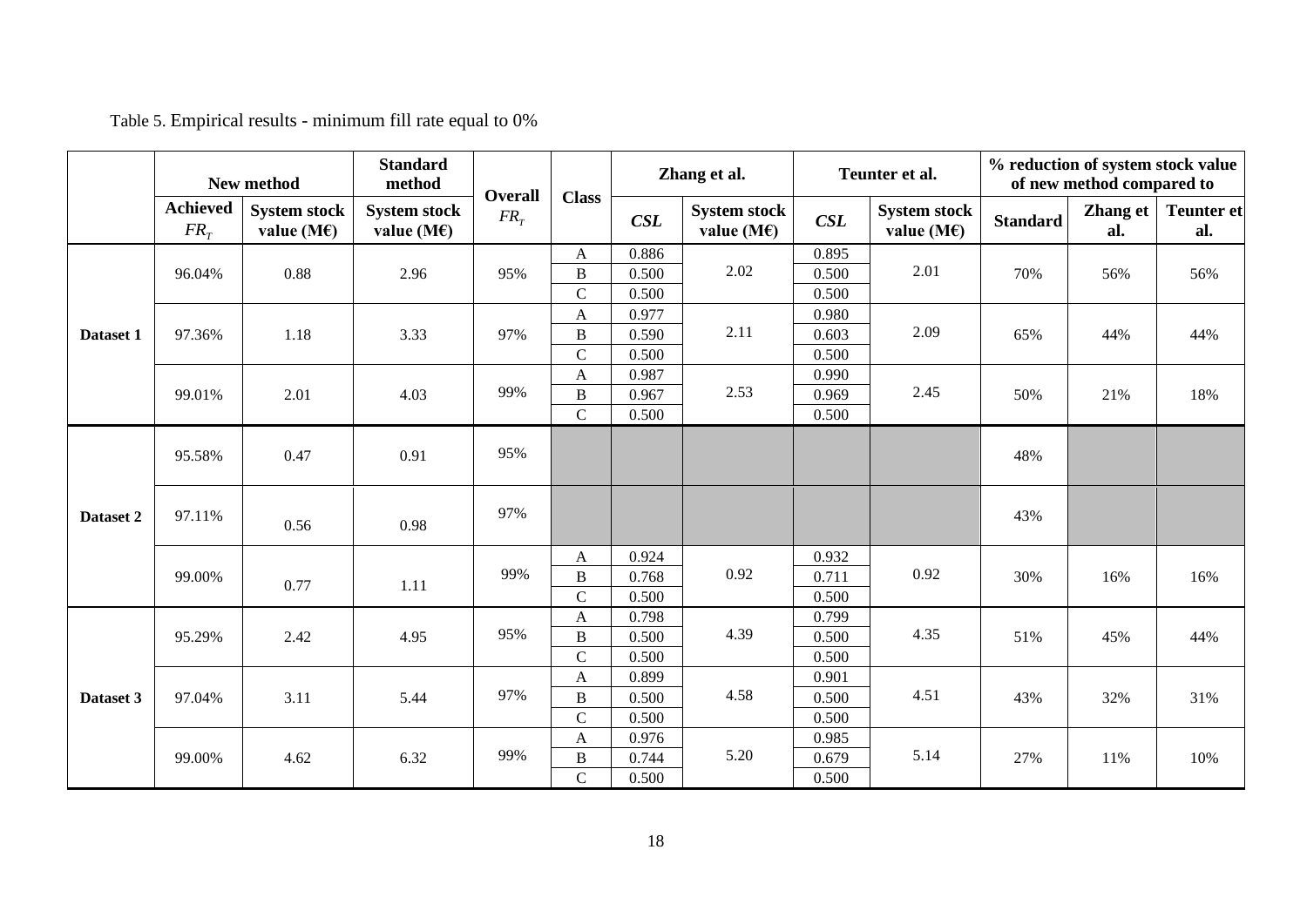Table 5. Empirical results - minimum fill rate equal to 0%

| | New method | | Standard method | Overall $FR_T$ | Class | Zhang et al. | | Teunter et al. | | % reduction of system stock value of new method compared to | | |
|---|---|---|---|---|---|---|---|---|---|---|---|---|
| | Achieved $FR_T$ | System stock value (M€) | System stock value (M€) | | | *CSL* | System stock value (M€) | *CSL* | System stock value (M€) | Standard | Zhang et al. | Teunter et al. |
| Dataset 1 | 96.04% | 0.88 | 2.96 | 95% | A | 0.886 | 2.02 | 0.895 | 2.01 | 70% | 56% | 56% |
| | | | | | B | 0.500 | | 0.500 | | | | |
| | | | | | C | 0.500 | | 0.500 | | | | |
| | 97.36% | 1.18 | 3.33 | 97% | A | 0.977 | 2.11 | 0.980 | 2.09 | 65% | 44% | 44% |
| | | | | | B | 0.590 | | 0.603 | | | | |
| | | | | | C | 0.500 | | 0.500 | | | | |
| | 99.01% | 2.01 | 4.03 | 99% | A | 0.987 | 2.53 | 0.990 | 2.45 | 50% | 21% | 18% |
| | | | | | B | 0.967 | | 0.969 | | | | |
| | | | | | C | 0.500 | | 0.500 | | | | |
| Dataset 2 | 95.58% | 0.47 | 0.91 | 95% | | | | | | 48% | | |
| | 97.11% | 0.56 | 0.98 | 97% | | | | | | 43% | | |
| | 99.00% | 0.77 | 1.11 | 99% | A | 0.924 | 0.92 | 0.932 | 0.92 | 30% | 16% | 16% |
| | | | | | B | 0.768 | | 0.711 | | | | |
| | | | | | C | 0.500 | | 0.500 | | | | |
| Dataset 3 | 95.29% | 2.42 | 4.95 | 95% | A | 0.798 | 4.39 | 0.799 | 4.35 | 51% | 45% | 44% |
| | | | | | B | 0.500 | | 0.500 | | | | |
| | | | | | C | 0.500 | | 0.500 | | | | |
| | 97.04% | 3.11 | 5.44 | 97% | A | 0.899 | 4.58 | 0.901 | 4.51 | 43% | 32% | 31% |
| | | | | | B | 0.500 | | 0.500 | | | | |
| | | | | | C | 0.500 | | 0.500 | | | | |
| | 99.00% | 4.62 | 6.32 | 99% | A | 0.976 | 5.20 | 0.985 | 5.14 | 27% | 11% | 10% |
| | | | | | B | 0.744 | | 0.679 | | | | |
| | | | | | C | 0.500 | | 0.500 | | | | |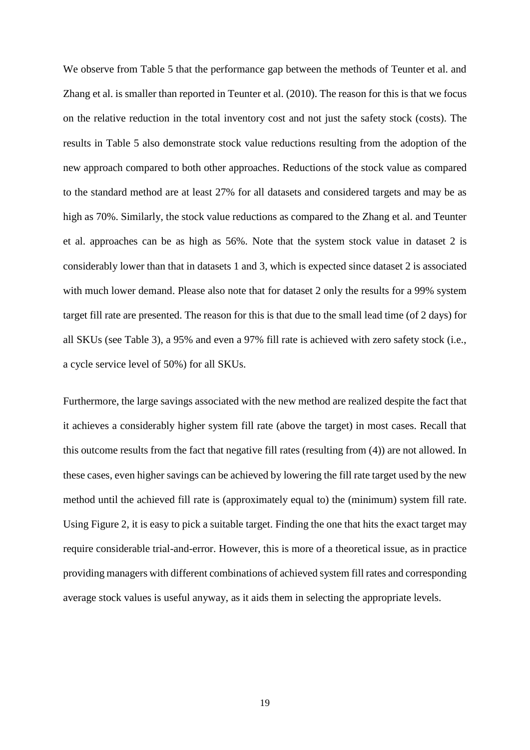We observe from Table 5 that the performance gap between the methods of Teunter et al. and Zhang et al. is smaller than reported in Teunter et al. (2010). The reason for this is that we focus on the relative reduction in the total inventory cost and not just the safety stock (costs). The results in Table 5 also demonstrate stock value reductions resulting from the adoption of the new approach compared to both other approaches. Reductions of the stock value as compared to the standard method are at least 27% for all datasets and considered targets and may be as high as 70%. Similarly, the stock value reductions as compared to the Zhang et al. and Teunter et al. approaches can be as high as 56%. Note that the system stock value in dataset 2 is considerably lower than that in datasets 1 and 3, which is expected since dataset 2 is associated with much lower demand. Please also note that for dataset 2 only the results for a 99% system target fill rate are presented. The reason for this is that due to the small lead time (of 2 days) for all SKUs (see Table 3), a 95% and even a 97% fill rate is achieved with zero safety stock (i.e., a cycle service level of 50%) for all SKUs.

Furthermore, the large savings associated with the new method are realized despite the fact that it achieves a considerably higher system fill rate (above the target) in most cases. Recall that this outcome results from the fact that negative fill rates (resulting from (4)) are not allowed. In these cases, even higher savings can be achieved by lowering the fill rate target used by the new method until the achieved fill rate is (approximately equal to) the (minimum) system fill rate. Using Figure 2, it is easy to pick a suitable target. Finding the one that hits the exact target may require considerable trial-and-error. However, this is more of a theoretical issue, as in practice providing managers with different combinations of achieved system fill rates and corresponding average stock values is useful anyway, as it aids them in selecting the appropriate levels.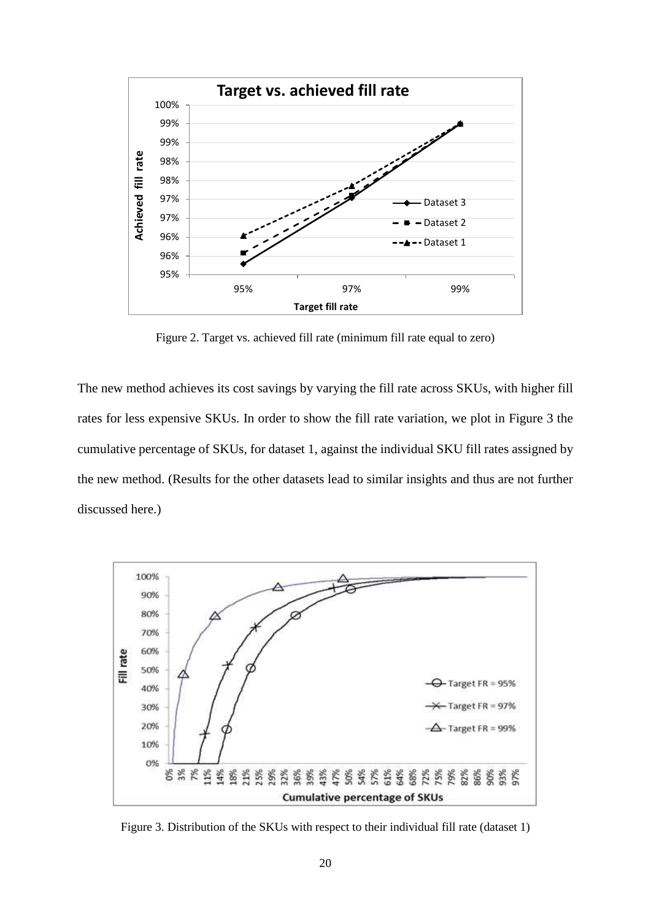Figure 2. Target vs. achieved fill rate (minimum fill rate equal to zero)

The new method achieves its cost savings by varying the fill rate across SKUs, with higher fill rates for less expensive SKUs. In order to show the fill rate variation, we plot in Figure 3 the cumulative percentage of SKUs, for dataset 1, against the individual SKU fill rates assigned by the new method. (Results for the other datasets lead to similar insights and thus are not further discussed here.)

Figure 3. Distribution of the SKUs with respect to their individual fill rate (dataset 1)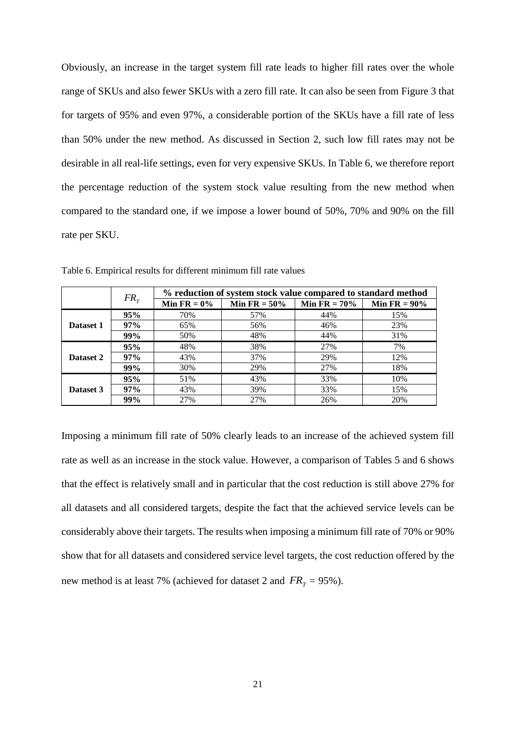Obviously, an increase in the target system fill rate leads to higher fill rates over the whole range of SKUs and also fewer SKUs with a zero fill rate. It can also be seen from Figure 3 that for targets of 95% and even 97%, a considerable portion of the SKUs have a fill rate of less than 50% under the new method. As discussed in Section 2, such low fill rates may not be desirable in all real-life settings, even for very expensive SKUs. In Table 6, we therefore report the percentage reduction of the system stock value resulting from the new method when compared to the standard one, if we impose a lower bound of 50%, 70% and 90% on the fill rate per SKU.

Table 6. Empirical results for different minimum fill rate values

| | $FR_T$ | % reduction of system stock value compared to standard method | | | |
|---|---|---|---|---|---|
| | | **Min FR = 0%** | **Min FR = 50%** | **Min FR = 70%** | **Min FR = 90%** |
| **Dataset 1** | **95%** | 70% | 57% | 44% | 15% |
| | **97%** | 65% | 56% | 46% | 23% |
| | **99%** | 50% | 48% | 44% | 31% |
| **Dataset 2** | **95%** | 48% | 38% | 27% | 7% |
| | **97%** | 43% | 37% | 29% | 12% |
| | **99%** | 30% | 29% | 27% | 18% |
| **Dataset 3** | **95%** | 51% | 43% | 33% | 10% |
| | **97%** | 43% | 39% | 33% | 15% |
| | **99%** | 27% | 27% | 26% | 20% |

Imposing a minimum fill rate of 50% clearly leads to an increase of the achieved system fill rate as well as an increase in the stock value. However, a comparison of Tables 5 and 6 shows that the effect is relatively small and in particular that the cost reduction is still above 27% for all datasets and all considered targets, despite the fact that the achieved service levels can be considerably above their targets. The results when imposing a minimum fill rate of 70% or 90% show that for all datasets and considered service level targets, the cost reduction offered by the new method is at least 7% (achieved for dataset 2 and $FR_T$ = 95%).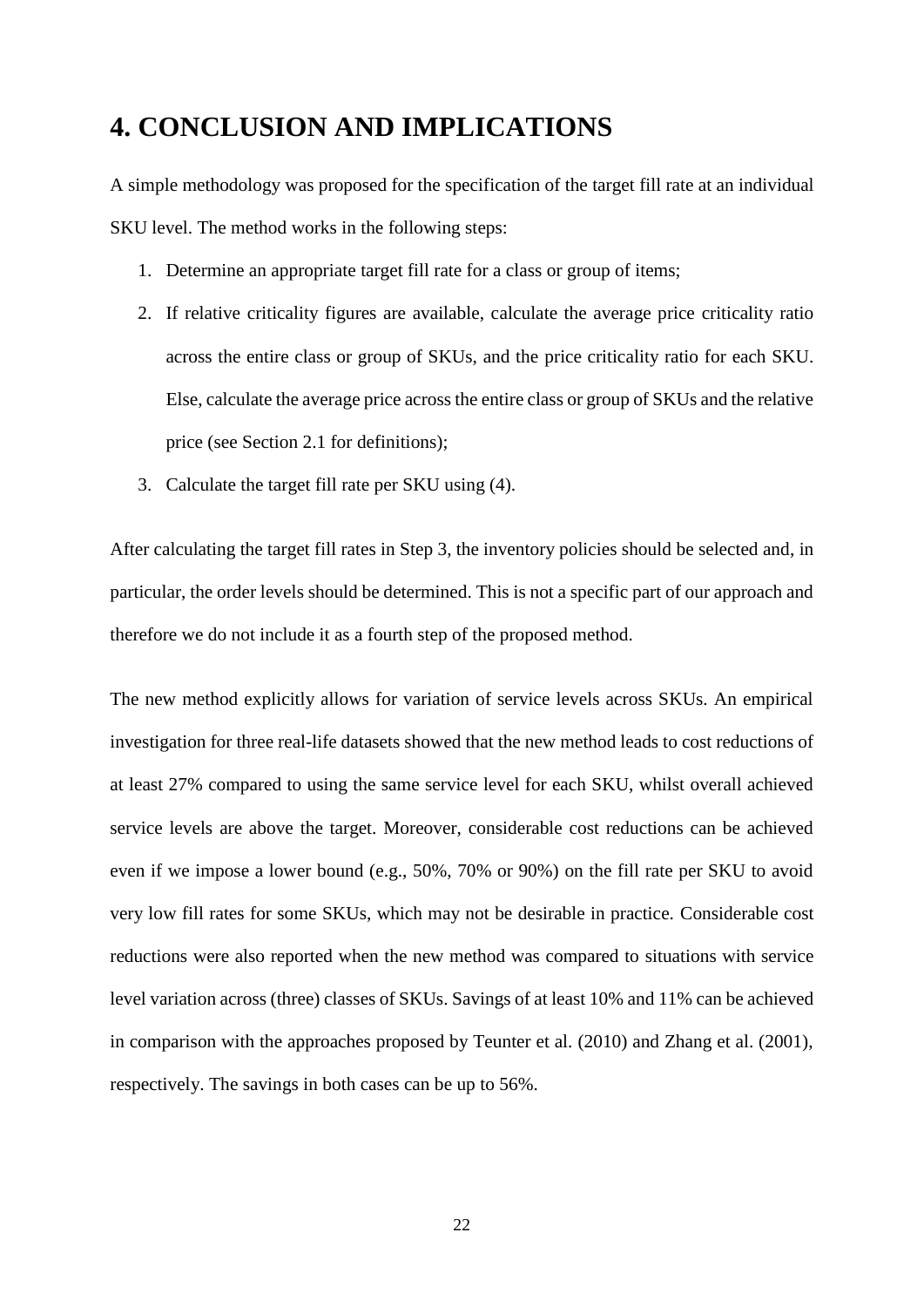# 4. CONCLUSION AND IMPLICATIONS

A simple methodology was proposed for the specification of the target fill rate at an individual SKU level. The method works in the following steps:

1. Determine an appropriate target fill rate for a class or group of items;
2. If relative criticality figures are available, calculate the average price criticality ratio across the entire class or group of SKUs, and the price criticality ratio for each SKU. Else, calculate the average price across the entire class or group of SKUs and the relative price (see Section 2.1 for definitions);
3. Calculate the target fill rate per SKU using (4).

After calculating the target fill rates in Step 3, the inventory policies should be selected and, in particular, the order levels should be determined. This is not a specific part of our approach and therefore we do not include it as a fourth step of the proposed method.

The new method explicitly allows for variation of service levels across SKUs. An empirical investigation for three real-life datasets showed that the new method leads to cost reductions of at least 27% compared to using the same service level for each SKU, whilst overall achieved service levels are above the target. Moreover, considerable cost reductions can be achieved even if we impose a lower bound (e.g., 50%, 70% or 90%) on the fill rate per SKU to avoid very low fill rates for some SKUs, which may not be desirable in practice. Considerable cost reductions were also reported when the new method was compared to situations with service level variation across (three) classes of SKUs. Savings of at least 10% and 11% can be achieved in comparison with the approaches proposed by Teunter et al. (2010) and Zhang et al. (2001), respectively. The savings in both cases can be up to 56%.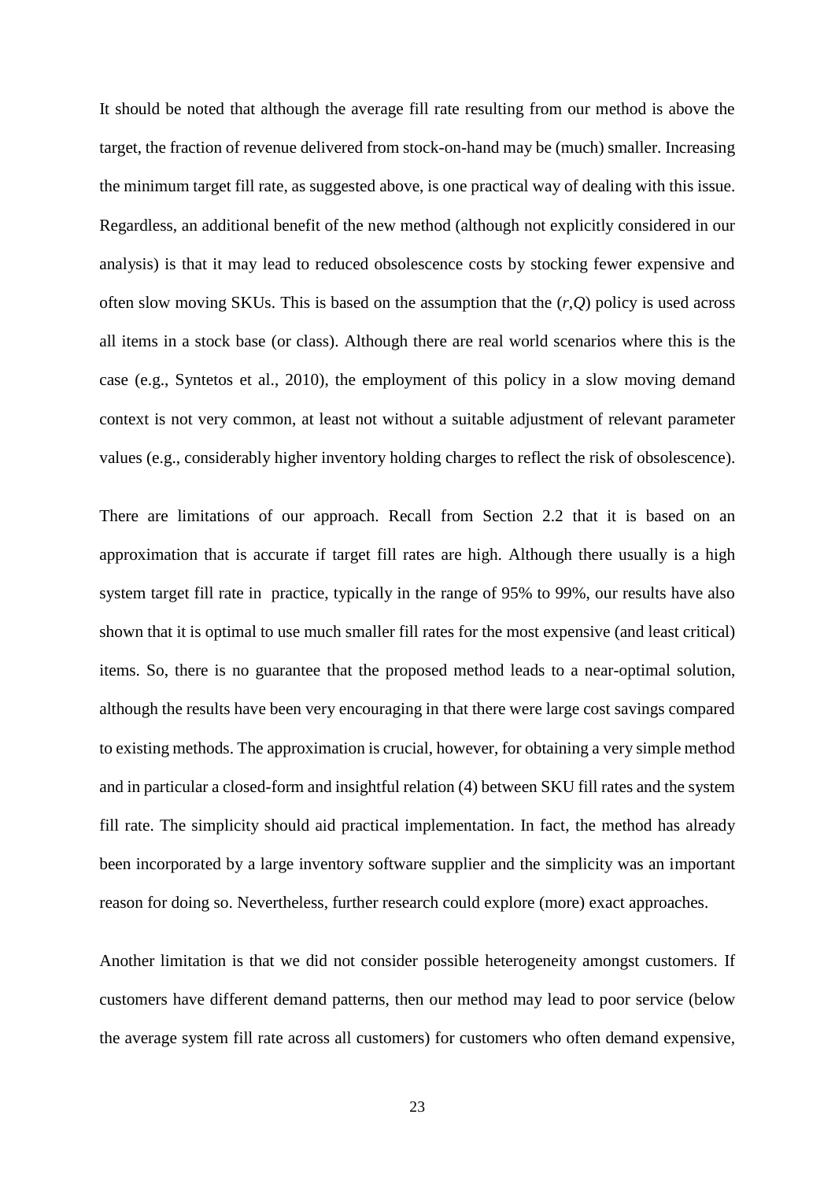It should be noted that although the average fill rate resulting from our method is above the target, the fraction of revenue delivered from stock-on-hand may be (much) smaller. Increasing the minimum target fill rate, as suggested above, is one practical way of dealing with this issue. Regardless, an additional benefit of the new method (although not explicitly considered in our analysis) is that it may lead to reduced obsolescence costs by stocking fewer expensive and often slow moving SKUs. This is based on the assumption that the $(r,Q)$ policy is used across all items in a stock base (or class). Although there are real world scenarios where this is the case (e.g., Syntetos et al., 2010), the employment of this policy in a slow moving demand context is not very common, at least not without a suitable adjustment of relevant parameter values (e.g., considerably higher inventory holding charges to reflect the risk of obsolescence).

There are limitations of our approach. Recall from Section 2.2 that it is based on an approximation that is accurate if target fill rates are high. Although there usually is a high system target fill rate in practice, typically in the range of 95% to 99%, our results have also shown that it is optimal to use much smaller fill rates for the most expensive (and least critical) items. So, there is no guarantee that the proposed method leads to a near-optimal solution, although the results have been very encouraging in that there were large cost savings compared to existing methods. The approximation is crucial, however, for obtaining a very simple method and in particular a closed-form and insightful relation (4) between SKU fill rates and the system fill rate. The simplicity should aid practical implementation. In fact, the method has already been incorporated by a large inventory software supplier and the simplicity was an important reason for doing so. Nevertheless, further research could explore (more) exact approaches.

Another limitation is that we did not consider possible heterogeneity amongst customers. If customers have different demand patterns, then our method may lead to poor service (below the average system fill rate across all customers) for customers who often demand expensive,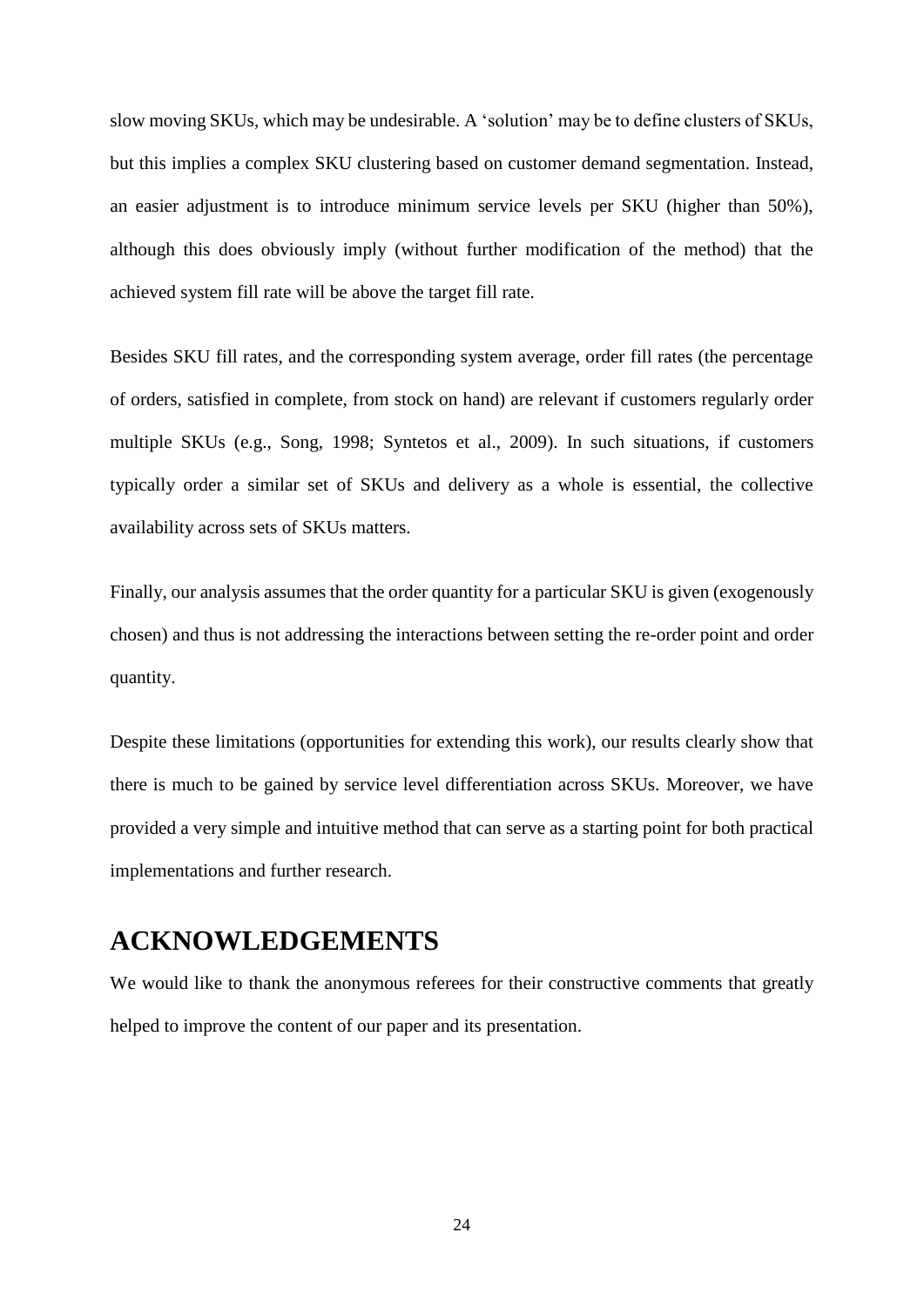slow moving SKUs, which may be undesirable. A 'solution' may be to define clusters of SKUs, but this implies a complex SKU clustering based on customer demand segmentation. Instead, an easier adjustment is to introduce minimum service levels per SKU (higher than 50%), although this does obviously imply (without further modification of the method) that the achieved system fill rate will be above the target fill rate.

Besides SKU fill rates, and the corresponding system average, order fill rates (the percentage of orders, satisfied in complete, from stock on hand) are relevant if customers regularly order multiple SKUs (e.g., Song, 1998; Syntetos et al., 2009). In such situations, if customers typically order a similar set of SKUs and delivery as a whole is essential, the collective availability across sets of SKUs matters.

Finally, our analysis assumes that the order quantity for a particular SKU is given (exogenously chosen) and thus is not addressing the interactions between setting the re-order point and order quantity.

Despite these limitations (opportunities for extending this work), our results clearly show that there is much to be gained by service level differentiation across SKUs. Moreover, we have provided a very simple and intuitive method that can serve as a starting point for both practical implementations and further research.

## ACKNOWLEDGEMENTS

We would like to thank the anonymous referees for their constructive comments that greatly helped to improve the content of our paper and its presentation.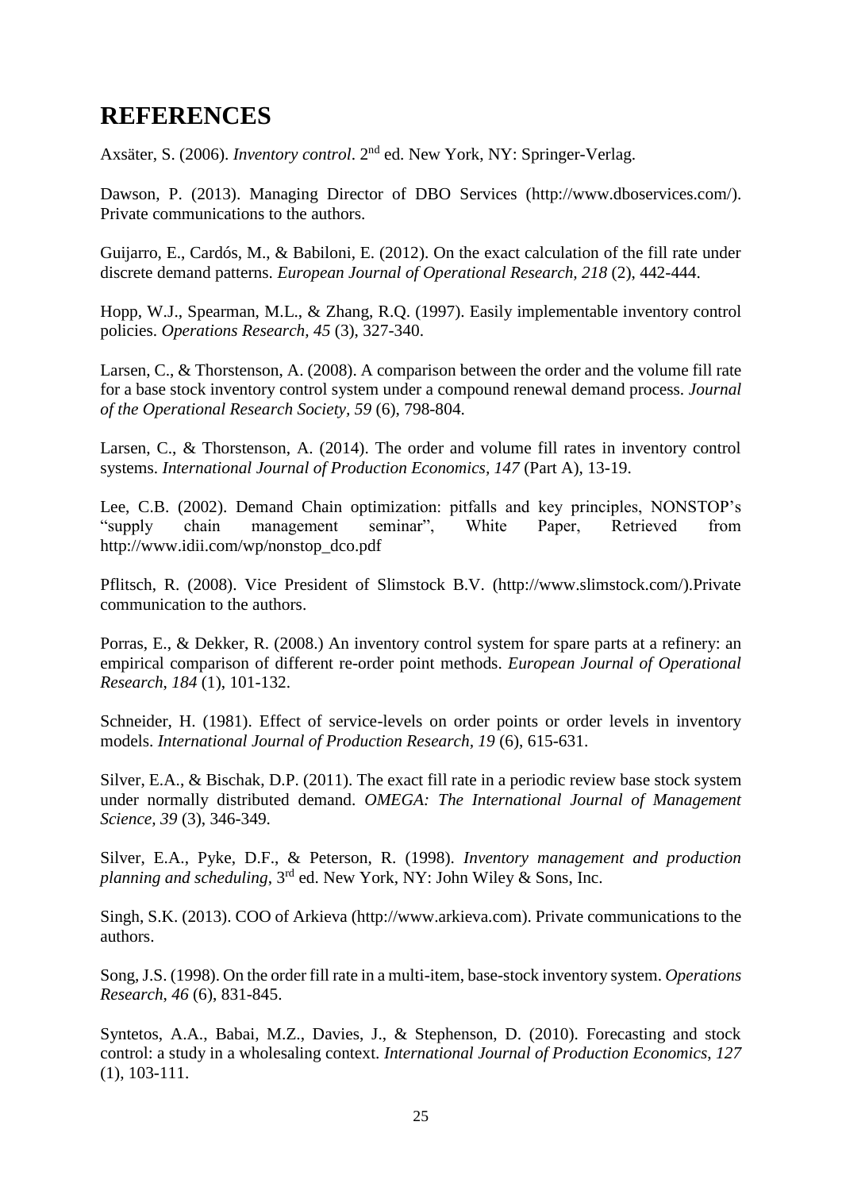# REFERENCES

Axsäter, S. (2006). *Inventory control*. 2nd ed. New York, NY: Springer-Verlag.

Dawson, P. (2013). Managing Director of DBO Services (http://www.dboservices.com/). Private communications to the authors.

Guijarro, E., Cardós, M., & Babiloni, E. (2012). On the exact calculation of the fill rate under discrete demand patterns. *European Journal of Operational Research, 218* (2), 442-444.

Hopp, W.J., Spearman, M.L., & Zhang, R.Q. (1997). Easily implementable inventory control policies. *Operations Research, 45* (3), 327-340.

Larsen, C., & Thorstenson, A. (2008). A comparison between the order and the volume fill rate for a base stock inventory control system under a compound renewal demand process. *Journal of the Operational Research Society, 59* (6), 798-804.

Larsen, C., & Thorstenson, A. (2014). The order and volume fill rates in inventory control systems. *International Journal of Production Economics, 147* (Part A), 13-19.

Lee, C.B. (2002). Demand Chain optimization: pitfalls and key principles, NONSTOP's "supply chain management seminar", White Paper, Retrieved from http://www.idii.com/wp/nonstop_dco.pdf

Pflitsch, R. (2008). Vice President of Slimstock B.V. (http://www.slimstock.com/).Private communication to the authors.

Porras, E., & Dekker, R. (2008.) An inventory control system for spare parts at a refinery: an empirical comparison of different re-order point methods. *European Journal of Operational Research*, *184* (1), 101-132.

Schneider, H. (1981). Effect of service-levels on order points or order levels in inventory models. *International Journal of Production Research, 19* (6), 615-631.

Silver, E.A., & Bischak, D.P. (2011). The exact fill rate in a periodic review base stock system under normally distributed demand. *OMEGA: The International Journal of Management Science, 39* (3), 346-349.

Silver, E.A., Pyke, D.F., & Peterson, R. (1998). *Inventory management and production planning and scheduling*, 3rd ed. New York, NY: John Wiley & Sons, Inc.

Singh, S.K. (2013). COO of Arkieva (http://www.arkieva.com). Private communications to the authors.

Song, J.S. (1998). On the order fill rate in a multi-item, base-stock inventory system. *Operations Research*, *46* (6), 831-845.

Syntetos, A.A., Babai, M.Z., Davies, J., & Stephenson, D. (2010). Forecasting and stock control: a study in a wholesaling context. *International Journal of Production Economics*, *127* (1), 103-111.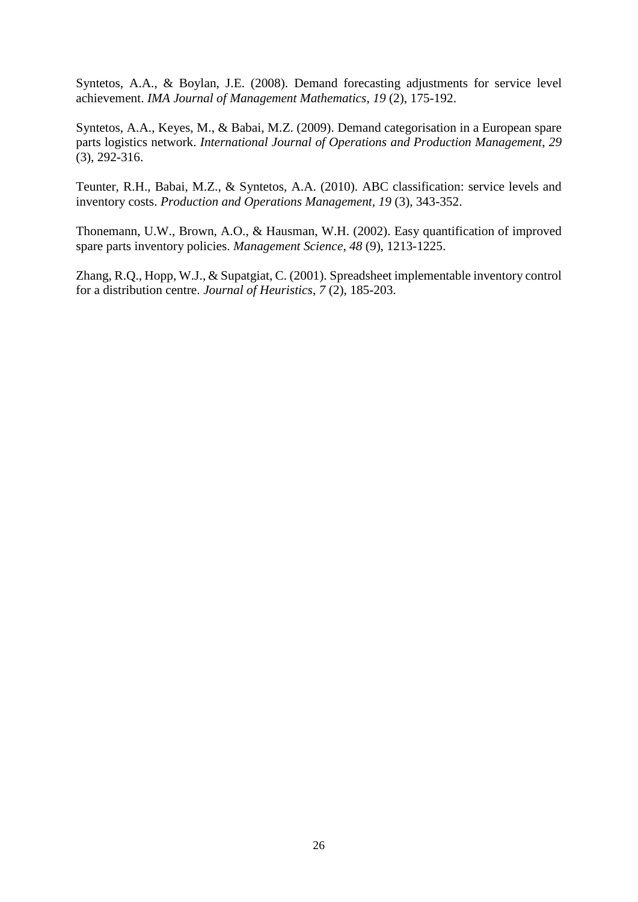Syntetos, A.A., & Boylan, J.E. (2008). Demand forecasting adjustments for service level achievement. *IMA Journal of Management Mathematics*, *19* (2), 175-192.

Syntetos, A.A., Keyes, M., & Babai, M.Z. (2009). Demand categorisation in a European spare parts logistics network. *International Journal of Operations and Production Management*, *29* (3), 292-316.

Teunter, R.H., Babai, M.Z., & Syntetos, A.A. (2010). ABC classification: service levels and inventory costs. *Production and Operations Management*, *19* (3), 343-352.

Thonemann, U.W., Brown, A.O., & Hausman, W.H. (2002). Easy quantification of improved spare parts inventory policies. *Management Science*, *48* (9), 1213-1225.

Zhang, R.Q., Hopp, W.J., & Supatgiat, C. (2001). Spreadsheet implementable inventory control for a distribution centre. *Journal of Heuristics*, *7* (2), 185-203.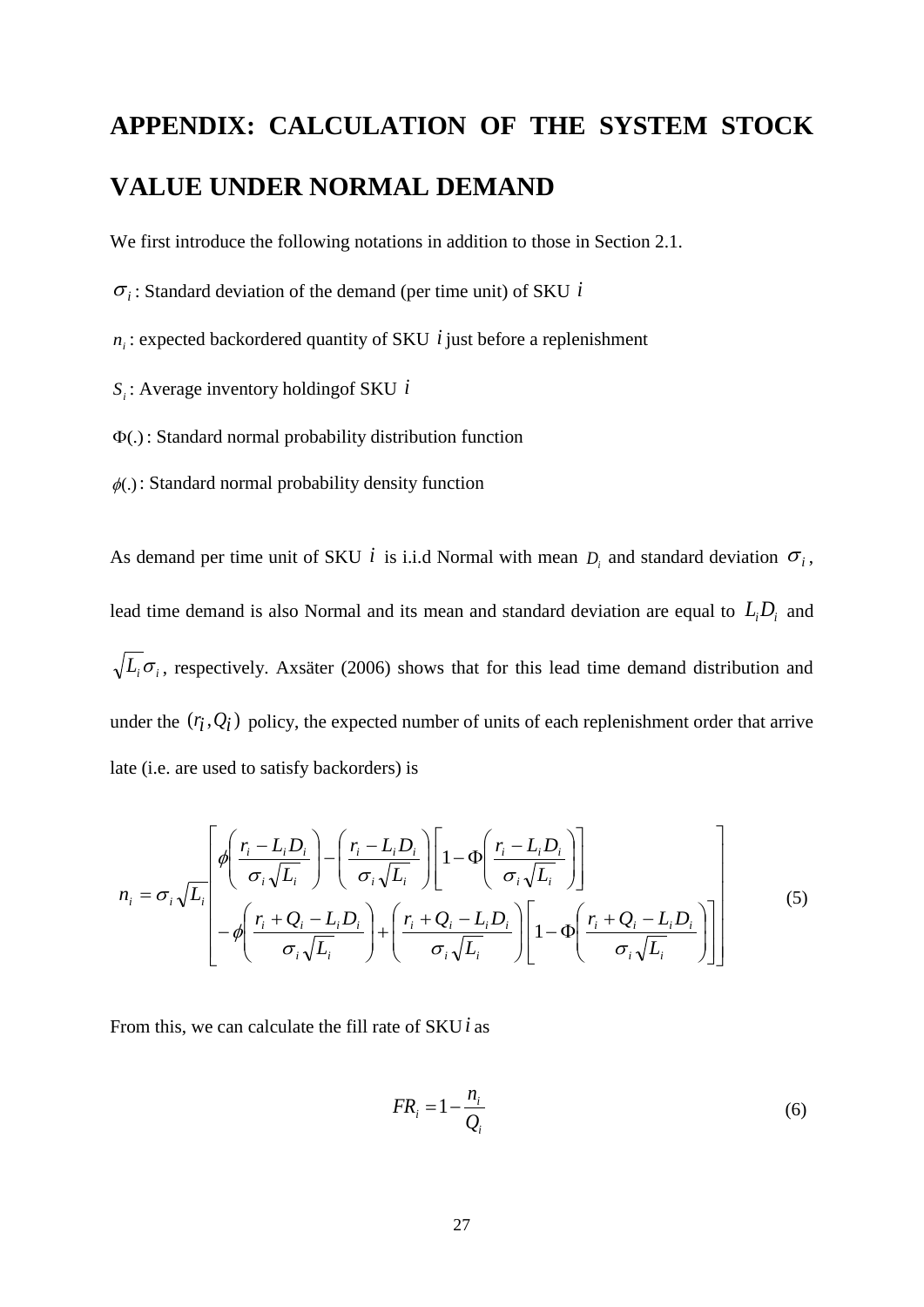# APPENDIX: CALCULATION OF THE SYSTEM STOCK VALUE UNDER NORMAL DEMAND

We first introduce the following notations in addition to those in Section 2.1.

$\sigma_i$ : Standard deviation of the demand (per time unit) of SKU $i$

$n_i$ : expected backordered quantity of SKU $i$ just before a replenishment

$S_i$ : Average inventory holdingof SKU $i$

$\Phi(.)$ : Standard normal probability distribution function

$\phi(.)$ : Standard normal probability density function

As demand per time unit of SKU $i$ is i.i.d Normal with mean $D_i$ and standard deviation $\sigma_i$, lead time demand is also Normal and its mean and standard deviation are equal to $L_i D_i$ and $\sqrt{L_i}\sigma_i$, respectively. Axsäter (2006) shows that for this lead time demand distribution and under the $(r_i, Q_i)$ policy, the expected number of units of each replenishment order that arrive late (i.e. are used to satisfy backorders) is

$$n_i = \sigma_i \sqrt{L_i} \left[ \begin{array}{l} \phi\left(\dfrac{r_i - L_i D_i}{\sigma_i \sqrt{L_i}}\right) - \left(\dfrac{r_i - L_i D_i}{\sigma_i \sqrt{L_i}}\right)\left[1 - \Phi\left(\dfrac{r_i - L_i D_i}{\sigma_i \sqrt{L_i}}\right)\right] \\ -\phi\left(\dfrac{r_i + Q_i - L_i D_i}{\sigma_i \sqrt{L_i}}\right) + \left(\dfrac{r_i + Q_i - L_i D_i}{\sigma_i \sqrt{L_i}}\right)\left[1 - \Phi\left(\dfrac{r_i + Q_i - L_i D_i}{\sigma_i \sqrt{L_i}}\right)\right] \end{array} \right] \tag{5}$$

From this, we can calculate the fill rate of SKU $i$ as

$$FR_i = 1 - \frac{n_i}{Q_i} \tag{6}$$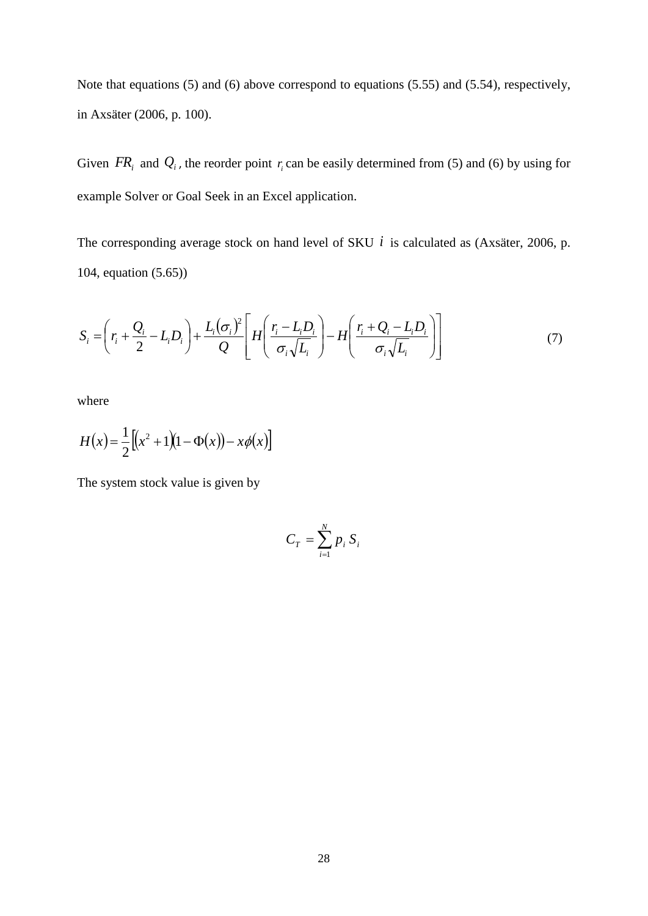Note that equations (5) and (6) above correspond to equations (5.55) and (5.54), respectively, in Axsäter (2006, p. 100).

Given $FR_i$ and $Q_i$, the reorder point $r_i$ can be easily determined from (5) and (6) by using for example Solver or Goal Seek in an Excel application.

The corresponding average stock on hand level of SKU $i$ is calculated as (Axsäter, 2006, p. 104, equation (5.65))

$$S_i = \left( r_i + \frac{Q_i}{2} - L_i D_i \right) + \frac{L_i (\sigma_i)^2}{Q} \left[ H\left( \frac{r_i - L_i D_i}{\sigma_i \sqrt{L_i}} \right) - H\left( \frac{r_i + Q_i - L_i D_i}{\sigma_i \sqrt{L_i}} \right) \right] \tag{7}$$

where

$$H(x) = \frac{1}{2}\left[ (x^2 + 1)(1 - \Phi(x)) - x\phi(x) \right]$$

The system stock value is given by

$$C_T = \sum_{i=1}^{N} p_i \, S_i$$